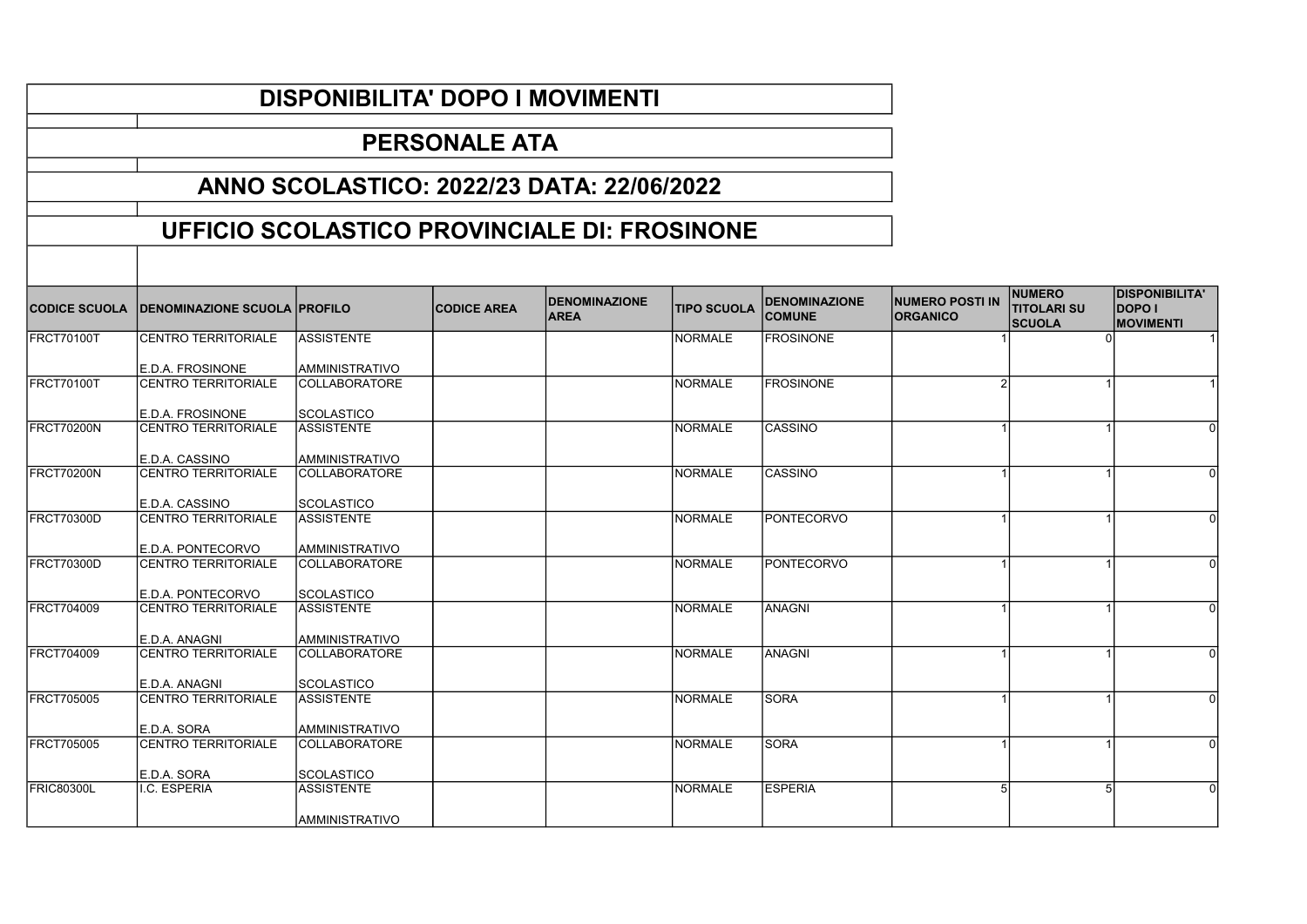# DISPONIBILITA' DOPO I MOVIMENTI

## PERSONALE ATA

## ANNO SCOLASTICO: 2022/23 DATA: 22/06/2022

## UFFICIO SCOLASTICO PROVINCIALE DI: FROSINONE

| CODICE SCUOLA | DENOMINAZIONE SCUOLA | PROFILO | CODICE AREA | DENOMINAZIONE AREA | TIPO SCUOLA | DENOMINAZIONE COMUNE | NUMERO POSTI IN ORGANICO | NUMERO TITOLARI SU SCUOLA | DISPONIBILITA' DOPO I MOVIMENTI |
|---|---|---|---|---|---|---|---|---|---|
| FRCT70100T | CENTRO TERRITORIALE E.D.A. FROSINONE | ASSISTENTE AMMINISTRATIVO | | | NORMALE | FROSINONE | 1 | 0 | 1 |
| FRCT70100T | CENTRO TERRITORIALE E.D.A. FROSINONE | COLLABORATORE SCOLASTICO | | | NORMALE | FROSINONE | 2 | 1 | 1 |
| FRCT70200N | CENTRO TERRITORIALE E.D.A. CASSINO | ASSISTENTE AMMINISTRATIVO | | | NORMALE | CASSINO | 1 | 1 | 0 |
| FRCT70200N | CENTRO TERRITORIALE E.D.A. CASSINO | COLLABORATORE SCOLASTICO | | | NORMALE | CASSINO | 1 | 1 | 0 |
| FRCT70300D | CENTRO TERRITORIALE E.D.A. PONTECORVO | ASSISTENTE AMMINISTRATIVO | | | NORMALE | PONTECORVO | 1 | 1 | 0 |
| FRCT70300D | CENTRO TERRITORIALE E.D.A. PONTECORVO | COLLABORATORE SCOLASTICO | | | NORMALE | PONTECORVO | 1 | 1 | 0 |
| FRCT704009 | CENTRO TERRITORIALE E.D.A. ANAGNI | ASSISTENTE AMMINISTRATIVO | | | NORMALE | ANAGNI | 1 | 1 | 0 |
| FRCT704009 | CENTRO TERRITORIALE E.D.A. ANAGNI | COLLABORATORE SCOLASTICO | | | NORMALE | ANAGNI | 1 | 1 | 0 |
| FRCT705005 | CENTRO TERRITORIALE E.D.A. SORA | ASSISTENTE AMMINISTRATIVO | | | NORMALE | SORA | 1 | 1 | 0 |
| FRCT705005 | CENTRO TERRITORIALE E.D.A. SORA | COLLABORATORE SCOLASTICO | | | NORMALE | SORA | 1 | 1 | 0 |
| FRIC80300L | I.C. ESPERIA | ASSISTENTE AMMINISTRATIVO | | | NORMALE | ESPERIA | 5 | 5 | 0 |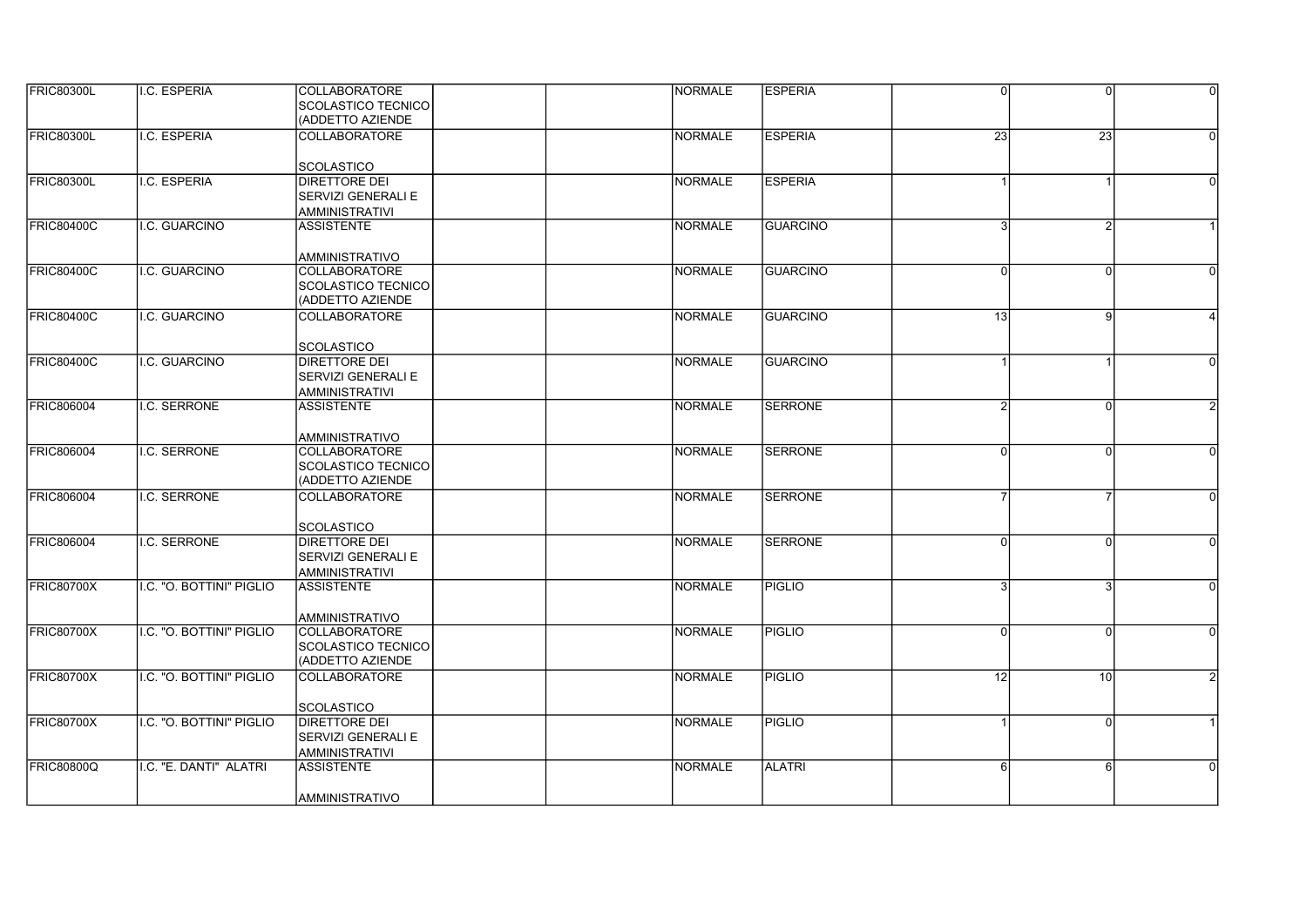| FRIC80300L | I.C. ESPERIA | COLLABORATORE SCOLASTICO TECNICO (ADDETTO AZIENDE | | | NORMALE | ESPERIA | 0 | 0 | 0 |
|---|---|---|---|---|---|---|---|---|---|
| FRIC80300L | I.C. ESPERIA | COLLABORATORE SCOLASTICO | | | NORMALE | ESPERIA | 23 | 23 | 0 |
| FRIC80300L | I.C. ESPERIA | DIRETTORE DEI SERVIZI GENERALI E AMMINISTRATIVI | | | NORMALE | ESPERIA | 1 | 1 | 0 |
| FRIC80400C | I.C. GUARCINO | ASSISTENTE AMMINISTRATIVO | | | NORMALE | GUARCINO | 3 | 2 | 1 |
| FRIC80400C | I.C. GUARCINO | COLLABORATORE SCOLASTICO TECNICO (ADDETTO AZIENDE | | | NORMALE | GUARCINO | 0 | 0 | 0 |
| FRIC80400C | I.C. GUARCINO | COLLABORATORE SCOLASTICO | | | NORMALE | GUARCINO | 13 | 9 | 4 |
| FRIC80400C | I.C. GUARCINO | DIRETTORE DEI SERVIZI GENERALI E AMMINISTRATIVI | | | NORMALE | GUARCINO | 1 | 1 | 0 |
| FRIC806004 | I.C. SERRONE | ASSISTENTE AMMINISTRATIVO | | | NORMALE | SERRONE | 2 | 0 | 2 |
| FRIC806004 | I.C. SERRONE | COLLABORATORE SCOLASTICO TECNICO (ADDETTO AZIENDE | | | NORMALE | SERRONE | 0 | 0 | 0 |
| FRIC806004 | I.C. SERRONE | COLLABORATORE SCOLASTICO | | | NORMALE | SERRONE | 7 | 7 | 0 |
| FRIC806004 | I.C. SERRONE | DIRETTORE DEI SERVIZI GENERALI E AMMINISTRATIVI | | | NORMALE | SERRONE | 0 | 0 | 0 |
| FRIC80700X | I.C. "O. BOTTINI" PIGLIO | ASSISTENTE AMMINISTRATIVO | | | NORMALE | PIGLIO | 3 | 3 | 0 |
| FRIC80700X | I.C. "O. BOTTINI" PIGLIO | COLLABORATORE SCOLASTICO TECNICO (ADDETTO AZIENDE | | | NORMALE | PIGLIO | 0 | 0 | 0 |
| FRIC80700X | I.C. "O. BOTTINI" PIGLIO | COLLABORATORE SCOLASTICO | | | NORMALE | PIGLIO | 12 | 10 | 2 |
| FRIC80700X | I.C. "O. BOTTINI" PIGLIO | DIRETTORE DEI SERVIZI GENERALI E AMMINISTRATIVI | | | NORMALE | PIGLIO | 1 | 0 | 1 |
| FRIC80800Q | I.C. "E. DANTI" ALATRI | ASSISTENTE AMMINISTRATIVO | | | NORMALE | ALATRI | 6 | 6 | 0 |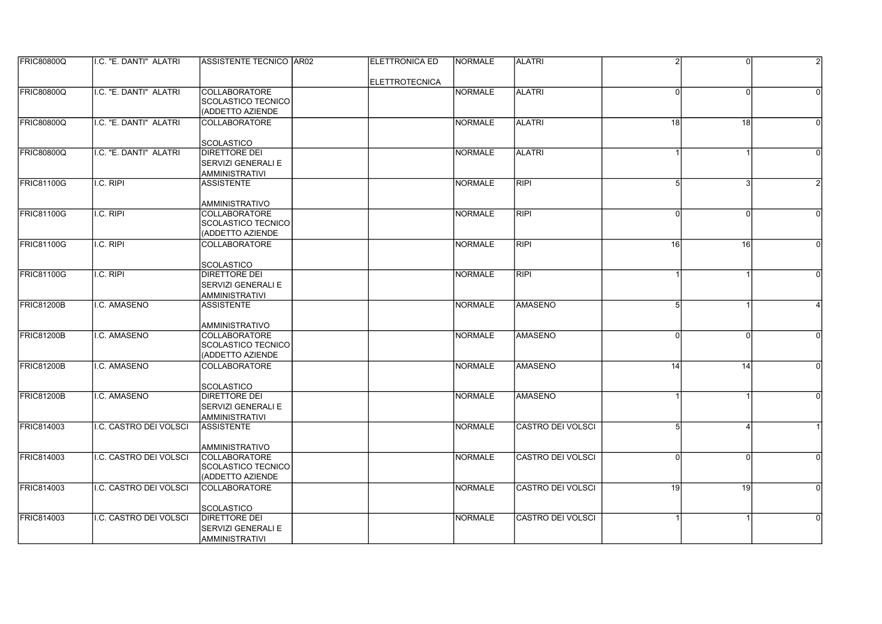| | | | | | | | | | |
|---|---|---|---|---|---|---|---|---|---|
| FRIC80800Q | I.C. "E. DANTI" ALATRI | ASSISTENTE TECNICO | AR02 | ELETTRONICA ED ELETTROTECNICA | NORMALE | ALATRI | 2 | 0 | 2 |
| FRIC80800Q | I.C. "E. DANTI" ALATRI | COLLABORATORE SCOLASTICO TECNICO (ADDETTO AZIENDE | | | NORMALE | ALATRI | 0 | 0 | 0 |
| FRIC80800Q | I.C. "E. DANTI" ALATRI | COLLABORATORE SCOLASTICO | | | NORMALE | ALATRI | 18 | 18 | 0 |
| FRIC80800Q | I.C. "E. DANTI" ALATRI | DIRETTORE DEI SERVIZI GENERALI E AMMINISTRATIVI | | | NORMALE | ALATRI | 1 | 1 | 0 |
| FRIC81100G | I.C. RIPI | ASSISTENTE AMMINISTRATIVO | | | NORMALE | RIPI | 5 | 3 | 2 |
| FRIC81100G | I.C. RIPI | COLLABORATORE SCOLASTICO TECNICO (ADDETTO AZIENDE | | | NORMALE | RIPI | 0 | 0 | 0 |
| FRIC81100G | I.C. RIPI | COLLABORATORE SCOLASTICO | | | NORMALE | RIPI | 16 | 16 | 0 |
| FRIC81100G | I.C. RIPI | DIRETTORE DEI SERVIZI GENERALI E AMMINISTRATIVI | | | NORMALE | RIPI | 1 | 1 | 0 |
| FRIC81200B | I.C. AMASENO | ASSISTENTE AMMINISTRATIVO | | | NORMALE | AMASENO | 5 | 1 | 4 |
| FRIC81200B | I.C. AMASENO | COLLABORATORE SCOLASTICO TECNICO (ADDETTO AZIENDE | | | NORMALE | AMASENO | 0 | 0 | 0 |
| FRIC81200B | I.C. AMASENO | COLLABORATORE SCOLASTICO | | | NORMALE | AMASENO | 14 | 14 | 0 |
| FRIC81200B | I.C. AMASENO | DIRETTORE DEI SERVIZI GENERALI E AMMINISTRATIVI | | | NORMALE | AMASENO | 1 | 1 | 0 |
| FRIC814003 | I.C. CASTRO DEI VOLSCI | ASSISTENTE AMMINISTRATIVO | | | NORMALE | CASTRO DEI VOLSCI | 5 | 4 | 1 |
| FRIC814003 | I.C. CASTRO DEI VOLSCI | COLLABORATORE SCOLASTICO TECNICO (ADDETTO AZIENDE | | | NORMALE | CASTRO DEI VOLSCI | 0 | 0 | 0 |
| FRIC814003 | I.C. CASTRO DEI VOLSCI | COLLABORATORE SCOLASTICO | | | NORMALE | CASTRO DEI VOLSCI | 19 | 19 | 0 |
| FRIC814003 | I.C. CASTRO DEI VOLSCI | DIRETTORE DEI SERVIZI GENERALI E AMMINISTRATIVI | | | NORMALE | CASTRO DEI VOLSCI | 1 | 1 | 0 |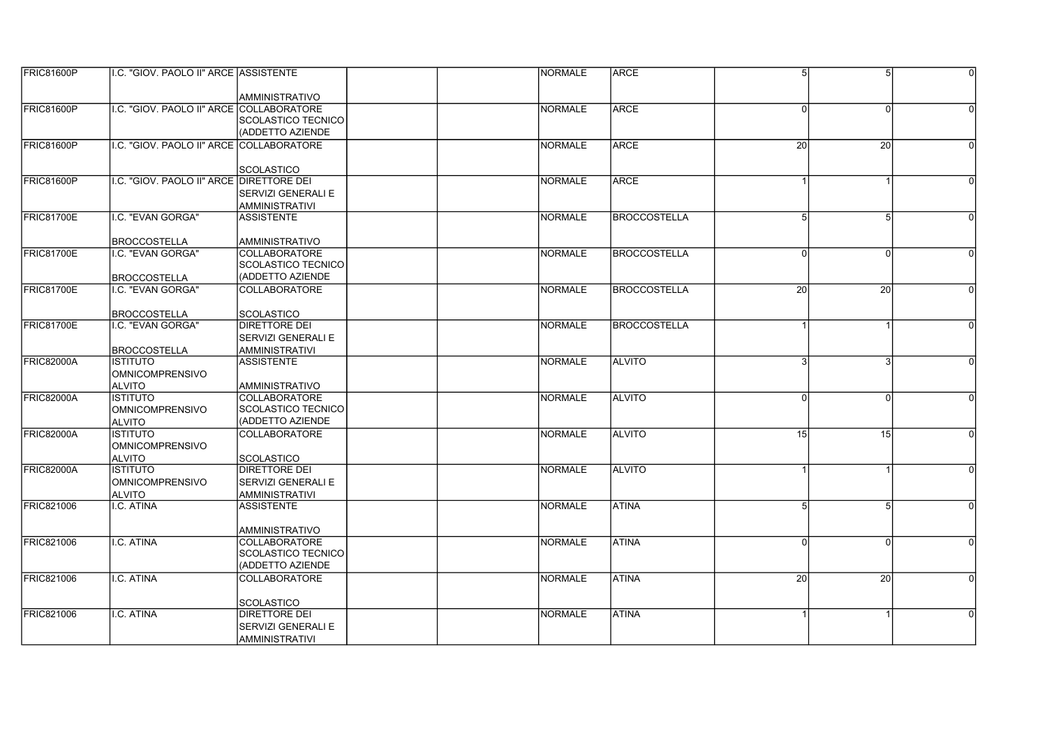| | | | | | | | | | |
|---|---|---|---|---|---|---|---|---|---|
| FRIC81600P | I.C. "GIOV. PAOLO II" ARCE | ASSISTENTE AMMINISTRATIVO | | | NORMALE | ARCE | 5 | 5 | 0 |
| FRIC81600P | I.C. "GIOV. PAOLO II" ARCE | COLLABORATORE SCOLASTICO TECNICO (ADDETTO AZIENDE | | | NORMALE | ARCE | 0 | 0 | 0 |
| FRIC81600P | I.C. "GIOV. PAOLO II" ARCE | COLLABORATORE SCOLASTICO | | | NORMALE | ARCE | 20 | 20 | 0 |
| FRIC81600P | I.C. "GIOV. PAOLO II" ARCE | DIRETTORE DEI SERVIZI GENERALI E AMMINISTRATIVI | | | NORMALE | ARCE | 1 | 1 | 0 |
| FRIC81700E | I.C. "EVAN GORGA" BROCCOSTELLA | ASSISTENTE AMMINISTRATIVO | | | NORMALE | BROCCOSTELLA | 5 | 5 | 0 |
| FRIC81700E | I.C. "EVAN GORGA" BROCCOSTELLA | COLLABORATORE SCOLASTICO TECNICO (ADDETTO AZIENDE | | | NORMALE | BROCCOSTELLA | 0 | 0 | 0 |
| FRIC81700E | I.C. "EVAN GORGA" BROCCOSTELLA | COLLABORATORE SCOLASTICO | | | NORMALE | BROCCOSTELLA | 20 | 20 | 0 |
| FRIC81700E | I.C. "EVAN GORGA" BROCCOSTELLA | DIRETTORE DEI SERVIZI GENERALI E AMMINISTRATIVI | | | NORMALE | BROCCOSTELLA | 1 | 1 | 0 |
| FRIC82000A | ISTITUTO OMNICOMPRENSIVO ALVITO | ASSISTENTE AMMINISTRATIVO | | | NORMALE | ALVITO | 3 | 3 | 0 |
| FRIC82000A | ISTITUTO OMNICOMPRENSIVO ALVITO | COLLABORATORE SCOLASTICO TECNICO (ADDETTO AZIENDE | | | NORMALE | ALVITO | 0 | 0 | 0 |
| FRIC82000A | ISTITUTO OMNICOMPRENSIVO ALVITO | COLLABORATORE SCOLASTICO | | | NORMALE | ALVITO | 15 | 15 | 0 |
| FRIC82000A | ISTITUTO OMNICOMPRENSIVO ALVITO | DIRETTORE DEI SERVIZI GENERALI E AMMINISTRATIVI | | | NORMALE | ALVITO | 1 | 1 | 0 |
| FRIC821006 | I.C. ATINA | ASSISTENTE AMMINISTRATIVO | | | NORMALE | ATINA | 5 | 5 | 0 |
| FRIC821006 | I.C. ATINA | COLLABORATORE SCOLASTICO TECNICO (ADDETTO AZIENDE | | | NORMALE | ATINA | 0 | 0 | 0 |
| FRIC821006 | I.C. ATINA | COLLABORATORE SCOLASTICO | | | NORMALE | ATINA | 20 | 20 | 0 |
| FRIC821006 | I.C. ATINA | DIRETTORE DEI SERVIZI GENERALI E AMMINISTRATIVI | | | NORMALE | ATINA | 1 | 1 | 0 |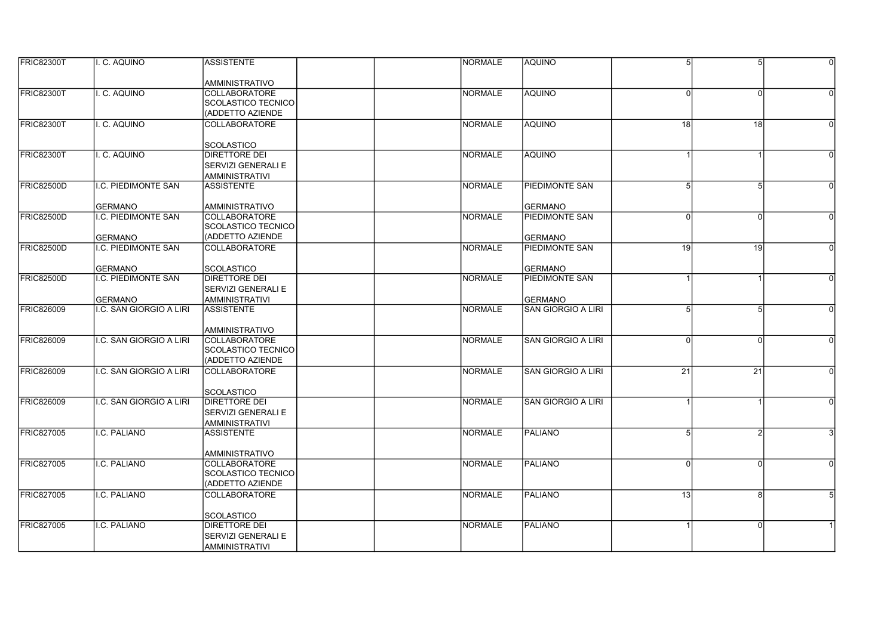| | | | | | | | | | |
|---|---|---|---|---|---|---|---|---|---|
| FRIC82300T | I. C. AQUINO | ASSISTENTE AMMINISTRATIVO | | | NORMALE | AQUINO | 5 | 5 | 0 |
| FRIC82300T | I. C. AQUINO | COLLABORATORE SCOLASTICO TECNICO (ADDETTO AZIENDE | | | NORMALE | AQUINO | 0 | 0 | 0 |
| FRIC82300T | I. C. AQUINO | COLLABORATORE SCOLASTICO | | | NORMALE | AQUINO | 18 | 18 | 0 |
| FRIC82300T | I. C. AQUINO | DIRETTORE DEI SERVIZI GENERALI E AMMINISTRATIVI | | | NORMALE | AQUINO | 1 | 1 | 0 |
| FRIC82500D | I.C. PIEDIMONTE SAN GERMANO | ASSISTENTE AMMINISTRATIVO | | | NORMALE | PIEDIMONTE SAN GERMANO | 5 | 5 | 0 |
| FRIC82500D | I.C. PIEDIMONTE SAN GERMANO | COLLABORATORE SCOLASTICO TECNICO (ADDETTO AZIENDE | | | NORMALE | PIEDIMONTE SAN GERMANO | 0 | 0 | 0 |
| FRIC82500D | I.C. PIEDIMONTE SAN GERMANO | COLLABORATORE SCOLASTICO | | | NORMALE | PIEDIMONTE SAN GERMANO | 19 | 19 | 0 |
| FRIC82500D | I.C. PIEDIMONTE SAN GERMANO | DIRETTORE DEI SERVIZI GENERALI E AMMINISTRATIVI | | | NORMALE | PIEDIMONTE SAN GERMANO | 1 | 1 | 0 |
| FRIC826009 | I.C. SAN GIORGIO A LIRI | ASSISTENTE AMMINISTRATIVO | | | NORMALE | SAN GIORGIO A LIRI | 5 | 5 | 0 |
| FRIC826009 | I.C. SAN GIORGIO A LIRI | COLLABORATORE SCOLASTICO TECNICO (ADDETTO AZIENDE | | | NORMALE | SAN GIORGIO A LIRI | 0 | 0 | 0 |
| FRIC826009 | I.C. SAN GIORGIO A LIRI | COLLABORATORE SCOLASTICO | | | NORMALE | SAN GIORGIO A LIRI | 21 | 21 | 0 |
| FRIC826009 | I.C. SAN GIORGIO A LIRI | DIRETTORE DEI SERVIZI GENERALI E AMMINISTRATIVI | | | NORMALE | SAN GIORGIO A LIRI | 1 | 1 | 0 |
| FRIC827005 | I.C. PALIANO | ASSISTENTE AMMINISTRATIVO | | | NORMALE | PALIANO | 5 | 2 | 3 |
| FRIC827005 | I.C. PALIANO | COLLABORATORE SCOLASTICO TECNICO (ADDETTO AZIENDE | | | NORMALE | PALIANO | 0 | 0 | 0 |
| FRIC827005 | I.C. PALIANO | COLLABORATORE SCOLASTICO | | | NORMALE | PALIANO | 13 | 8 | 5 |
| FRIC827005 | I.C. PALIANO | DIRETTORE DEI SERVIZI GENERALI E AMMINISTRATIVI | | | NORMALE | PALIANO | 1 | 0 | 1 |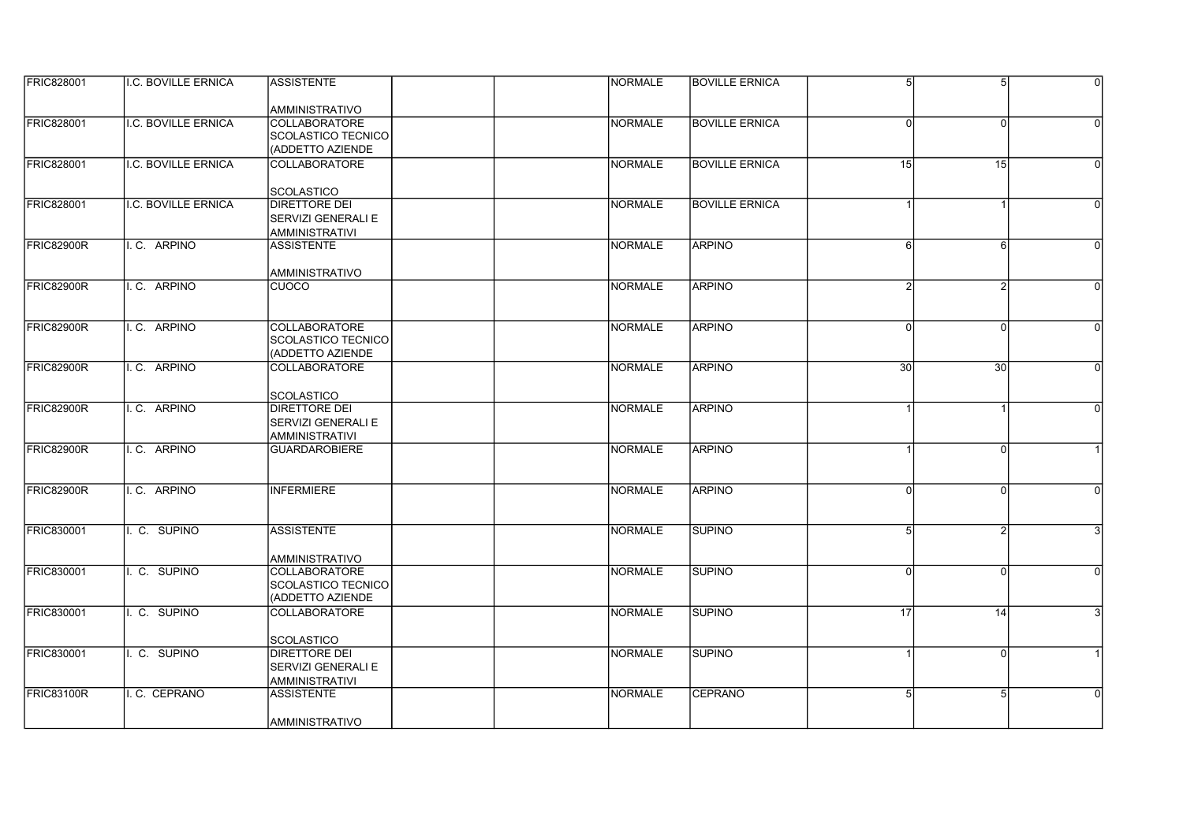| | | | | | | | | | |
|---|---|---|---|---|---|---|---|---|---|
| FRIC828001 | I.C. BOVILLE ERNICA | ASSISTENTE AMMINISTRATIVO | | | NORMALE | BOVILLE ERNICA | 5 | 5 | 0 |
| FRIC828001 | I.C. BOVILLE ERNICA | COLLABORATORE SCOLASTICO TECNICO (ADDETTO AZIENDE | | | NORMALE | BOVILLE ERNICA | 0 | 0 | 0 |
| FRIC828001 | I.C. BOVILLE ERNICA | COLLABORATORE SCOLASTICO | | | NORMALE | BOVILLE ERNICA | 15 | 15 | 0 |
| FRIC828001 | I.C. BOVILLE ERNICA | DIRETTORE DEI SERVIZI GENERALI E AMMINISTRATIVI | | | NORMALE | BOVILLE ERNICA | 1 | 1 | 0 |
| FRIC82900R | I. C. ARPINO | ASSISTENTE AMMINISTRATIVO | | | NORMALE | ARPINO | 6 | 6 | 0 |
| FRIC82900R | I. C. ARPINO | CUOCO | | | NORMALE | ARPINO | 2 | 2 | 0 |
| FRIC82900R | I. C. ARPINO | COLLABORATORE SCOLASTICO TECNICO (ADDETTO AZIENDE | | | NORMALE | ARPINO | 0 | 0 | 0 |
| FRIC82900R | I. C. ARPINO | COLLABORATORE SCOLASTICO | | | NORMALE | ARPINO | 30 | 30 | 0 |
| FRIC82900R | I. C. ARPINO | DIRETTORE DEI SERVIZI GENERALI E AMMINISTRATIVI | | | NORMALE | ARPINO | 1 | 1 | 0 |
| FRIC82900R | I. C. ARPINO | GUARDAROBIERE | | | NORMALE | ARPINO | 1 | 0 | 1 |
| FRIC82900R | I. C. ARPINO | INFERMIERE | | | NORMALE | ARPINO | 0 | 0 | 0 |
| FRIC830001 | I. C. SUPINO | ASSISTENTE AMMINISTRATIVO | | | NORMALE | SUPINO | 5 | 2 | 3 |
| FRIC830001 | I. C. SUPINO | COLLABORATORE SCOLASTICO TECNICO (ADDETTO AZIENDE | | | NORMALE | SUPINO | 0 | 0 | 0 |
| FRIC830001 | I. C. SUPINO | COLLABORATORE SCOLASTICO | | | NORMALE | SUPINO | 17 | 14 | 3 |
| FRIC830001 | I. C. SUPINO | DIRETTORE DEI SERVIZI GENERALI E AMMINISTRATIVI | | | NORMALE | SUPINO | 1 | 0 | 1 |
| FRIC83100R | I. C. CEPRANO | ASSISTENTE AMMINISTRATIVO | | | NORMALE | CEPRANO | 5 | 5 | 0 |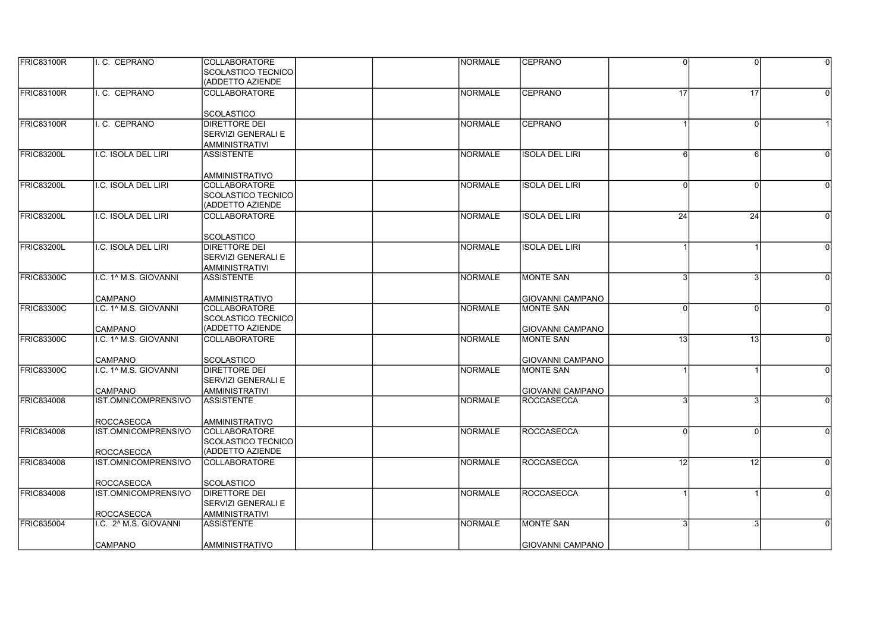| | | | | | | | | | |
|---|---|---|---|---|---|---|---|---|---|
| FRIC83100R | I. C. CEPRANO | COLLABORATORE SCOLASTICO TECNICO (ADDETTO AZIENDE | | | NORMALE | CEPRANO | 0 | 0 | 0 |
| FRIC83100R | I. C. CEPRANO | COLLABORATORE SCOLASTICO | | | NORMALE | CEPRANO | 17 | 17 | 0 |
| FRIC83100R | I. C. CEPRANO | DIRETTORE DEI SERVIZI GENERALI E AMMINISTRATIVI | | | NORMALE | CEPRANO | 1 | 0 | 1 |
| FRIC83200L | I.C. ISOLA DEL LIRI | ASSISTENTE AMMINISTRATIVO | | | NORMALE | ISOLA DEL LIRI | 6 | 6 | 0 |
| FRIC83200L | I.C. ISOLA DEL LIRI | COLLABORATORE SCOLASTICO TECNICO (ADDETTO AZIENDE | | | NORMALE | ISOLA DEL LIRI | 0 | 0 | 0 |
| FRIC83200L | I.C. ISOLA DEL LIRI | COLLABORATORE SCOLASTICO | | | NORMALE | ISOLA DEL LIRI | 24 | 24 | 0 |
| FRIC83200L | I.C. ISOLA DEL LIRI | DIRETTORE DEI SERVIZI GENERALI E AMMINISTRATIVI | | | NORMALE | ISOLA DEL LIRI | 1 | 1 | 0 |
| FRIC83300C | I.C. 1^ M.S. GIOVANNI CAMPANO | ASSISTENTE AMMINISTRATIVO | | | NORMALE | MONTE SAN GIOVANNI CAMPANO | 3 | 3 | 0 |
| FRIC83300C | I.C. 1^ M.S. GIOVANNI CAMPANO | COLLABORATORE SCOLASTICO TECNICO (ADDETTO AZIENDE | | | NORMALE | MONTE SAN GIOVANNI CAMPANO | 0 | 0 | 0 |
| FRIC83300C | I.C. 1^ M.S. GIOVANNI CAMPANO | COLLABORATORE SCOLASTICO | | | NORMALE | MONTE SAN GIOVANNI CAMPANO | 13 | 13 | 0 |
| FRIC83300C | I.C. 1^ M.S. GIOVANNI CAMPANO | DIRETTORE DEI SERVIZI GENERALI E AMMINISTRATIVI | | | NORMALE | MONTE SAN GIOVANNI CAMPANO | 1 | 1 | 0 |
| FRIC834008 | IST.OMNICOMPRENSIVO ROCCASECCA | ASSISTENTE AMMINISTRATIVO | | | NORMALE | ROCCASECCA | 3 | 3 | 0 |
| FRIC834008 | IST.OMNICOMPRENSIVO ROCCASECCA | COLLABORATORE SCOLASTICO TECNICO (ADDETTO AZIENDE | | | NORMALE | ROCCASECCA | 0 | 0 | 0 |
| FRIC834008 | IST.OMNICOMPRENSIVO ROCCASECCA | COLLABORATORE SCOLASTICO | | | NORMALE | ROCCASECCA | 12 | 12 | 0 |
| FRIC834008 | IST.OMNICOMPRENSIVO ROCCASECCA | DIRETTORE DEI SERVIZI GENERALI E AMMINISTRATIVI | | | NORMALE | ROCCASECCA | 1 | 1 | 0 |
| FRIC835004 | I.C. 2^ M.S. GIOVANNI CAMPANO | ASSISTENTE AMMINISTRATIVO | | | NORMALE | MONTE SAN GIOVANNI CAMPANO | 3 | 3 | 0 |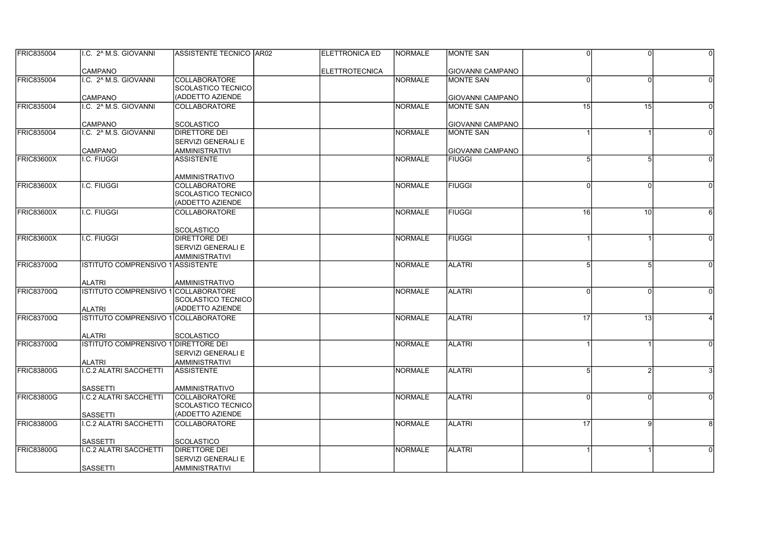| | | | | | | | | | |
|---|---|---|---|---|---|---|---|---|---|
| FRIC835004 | I.C. 2^ M.S. GIOVANNI CAMPANO | ASSISTENTE TECNICO | AR02 | ELETTRONICA ED ELETTROTECNICA | NORMALE | MONTE SAN GIOVANNI CAMPANO | 0 | 0 | 0 |
| FRIC835004 | I.C. 2^ M.S. GIOVANNI CAMPANO | COLLABORATORE SCOLASTICO TECNICO (ADDETTO AZIENDE | | | NORMALE | MONTE SAN GIOVANNI CAMPANO | 0 | 0 | 0 |
| FRIC835004 | I.C. 2^ M.S. GIOVANNI CAMPANO | COLLABORATORE SCOLASTICO | | | NORMALE | MONTE SAN GIOVANNI CAMPANO | 15 | 15 | 0 |
| FRIC835004 | I.C. 2^ M.S. GIOVANNI CAMPANO | DIRETTORE DEI SERVIZI GENERALI E AMMINISTRATIVI | | | NORMALE | MONTE SAN GIOVANNI CAMPANO | 1 | 1 | 0 |
| FRIC83600X | I.C. FIUGGI | ASSISTENTE AMMINISTRATIVO | | | NORMALE | FIUGGI | 5 | 5 | 0 |
| FRIC83600X | I.C. FIUGGI | COLLABORATORE SCOLASTICO TECNICO (ADDETTO AZIENDE | | | NORMALE | FIUGGI | 0 | 0 | 0 |
| FRIC83600X | I.C. FIUGGI | COLLABORATORE SCOLASTICO | | | NORMALE | FIUGGI | 16 | 10 | 6 |
| FRIC83600X | I.C. FIUGGI | DIRETTORE DEI SERVIZI GENERALI E AMMINISTRATIVI | | | NORMALE | FIUGGI | 1 | 1 | 0 |
| FRIC83700Q | ISTITUTO COMPRENSIVO 1 ALATRI | ASSISTENTE AMMINISTRATIVO | | | NORMALE | ALATRI | 5 | 5 | 0 |
| FRIC83700Q | ISTITUTO COMPRENSIVO 1 ALATRI | COLLABORATORE SCOLASTICO TECNICO (ADDETTO AZIENDE | | | NORMALE | ALATRI | 0 | 0 | 0 |
| FRIC83700Q | ISTITUTO COMPRENSIVO 1 ALATRI | COLLABORATORE SCOLASTICO | | | NORMALE | ALATRI | 17 | 13 | 4 |
| FRIC83700Q | ISTITUTO COMPRENSIVO 1 ALATRI | DIRETTORE DEI SERVIZI GENERALI E AMMINISTRATIVI | | | NORMALE | ALATRI | 1 | 1 | 0 |
| FRIC83800G | I.C.2 ALATRI SACCHETTI SASSETTI | ASSISTENTE AMMINISTRATIVO | | | NORMALE | ALATRI | 5 | 2 | 3 |
| FRIC83800G | I.C.2 ALATRI SACCHETTI SASSETTI | COLLABORATORE SCOLASTICO TECNICO (ADDETTO AZIENDE | | | NORMALE | ALATRI | 0 | 0 | 0 |
| FRIC83800G | I.C.2 ALATRI SACCHETTI SASSETTI | COLLABORATORE SCOLASTICO | | | NORMALE | ALATRI | 17 | 9 | 8 |
| FRIC83800G | I.C.2 ALATRI SACCHETTI SASSETTI | DIRETTORE DEI SERVIZI GENERALI E AMMINISTRATIVI | | | NORMALE | ALATRI | 1 | 1 | 0 |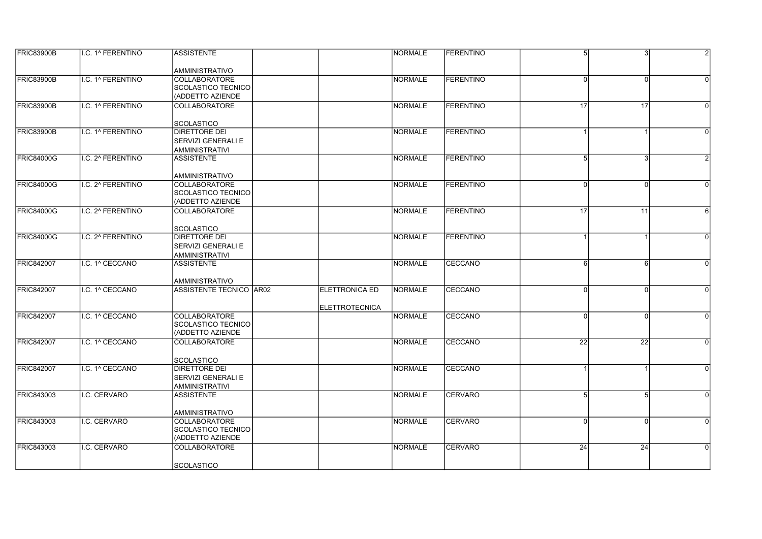| | | | | | | | | | |
|---|---|---|---|---|---|---|---|---|---|
| FRIC83900B | I.C. 1^ FERENTINO | ASSISTENTE AMMINISTRATIVO | | | NORMALE | FERENTINO | 5 | 3 | 2 |
| FRIC83900B | I.C. 1^ FERENTINO | COLLABORATORE SCOLASTICO TECNICO (ADDETTO AZIENDE | | | NORMALE | FERENTINO | 0 | 0 | 0 |
| FRIC83900B | I.C. 1^ FERENTINO | COLLABORATORE SCOLASTICO | | | NORMALE | FERENTINO | 17 | 17 | 0 |
| FRIC83900B | I.C. 1^ FERENTINO | DIRETTORE DEI SERVIZI GENERALI E AMMINISTRATIVI | | | NORMALE | FERENTINO | 1 | 1 | 0 |
| FRIC84000G | I.C. 2^ FERENTINO | ASSISTENTE AMMINISTRATIVO | | | NORMALE | FERENTINO | 5 | 3 | 2 |
| FRIC84000G | I.C. 2^ FERENTINO | COLLABORATORE SCOLASTICO TECNICO (ADDETTO AZIENDE | | | NORMALE | FERENTINO | 0 | 0 | 0 |
| FRIC84000G | I.C. 2^ FERENTINO | COLLABORATORE SCOLASTICO | | | NORMALE | FERENTINO | 17 | 11 | 6 |
| FRIC84000G | I.C. 2^ FERENTINO | DIRETTORE DEI SERVIZI GENERALI E AMMINISTRATIVI | | | NORMALE | FERENTINO | 1 | 1 | 0 |
| FRIC842007 | I.C. 1^ CECCANO | ASSISTENTE AMMINISTRATIVO | | | NORMALE | CECCANO | 6 | 6 | 0 |
| FRIC842007 | I.C. 1^ CECCANO | ASSISTENTE TECNICO | AR02 | ELETTRONICA ED ELETTROTECNICA | NORMALE | CECCANO | 0 | 0 | 0 |
| FRIC842007 | I.C. 1^ CECCANO | COLLABORATORE SCOLASTICO TECNICO (ADDETTO AZIENDE | | | NORMALE | CECCANO | 0 | 0 | 0 |
| FRIC842007 | I.C. 1^ CECCANO | COLLABORATORE SCOLASTICO | | | NORMALE | CECCANO | 22 | 22 | 0 |
| FRIC842007 | I.C. 1^ CECCANO | DIRETTORE DEI SERVIZI GENERALI E AMMINISTRATIVI | | | NORMALE | CECCANO | 1 | 1 | 0 |
| FRIC843003 | I.C. CERVARO | ASSISTENTE AMMINISTRATIVO | | | NORMALE | CERVARO | 5 | 5 | 0 |
| FRIC843003 | I.C. CERVARO | COLLABORATORE SCOLASTICO TECNICO (ADDETTO AZIENDE | | | NORMALE | CERVARO | 0 | 0 | 0 |
| FRIC843003 | I.C. CERVARO | COLLABORATORE SCOLASTICO | | | NORMALE | CERVARO | 24 | 24 | 0 |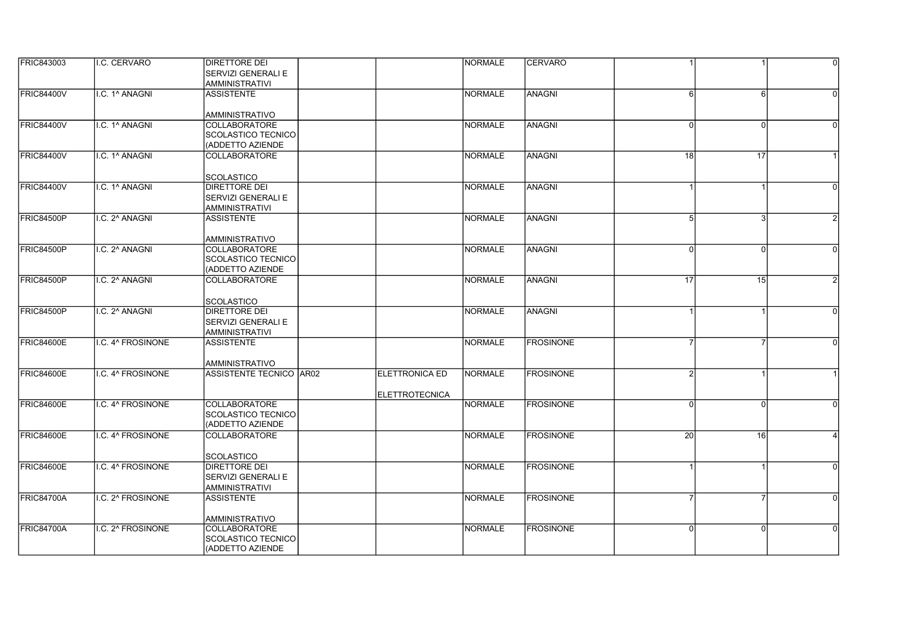| | | | | | | | | | |
|---|---|---|---|---|---|---|---|---|---|
| FRIC843003 | I.C. CERVARO | DIRETTORE DEI SERVIZI GENERALI E AMMINISTRATIVI | | | NORMALE | CERVARO | 1 | 1 | 0 |
| FRIC84400V | I.C. 1^ ANAGNI | ASSISTENTE AMMINISTRATIVO | | | NORMALE | ANAGNI | 6 | 6 | 0 |
| FRIC84400V | I.C. 1^ ANAGNI | COLLABORATORE SCOLASTICO TECNICO (ADDETTO AZIENDE | | | NORMALE | ANAGNI | 0 | 0 | 0 |
| FRIC84400V | I.C. 1^ ANAGNI | COLLABORATORE SCOLASTICO | | | NORMALE | ANAGNI | 18 | 17 | 1 |
| FRIC84400V | I.C. 1^ ANAGNI | DIRETTORE DEI SERVIZI GENERALI E AMMINISTRATIVI | | | NORMALE | ANAGNI | 1 | 1 | 0 |
| FRIC84500P | I.C. 2^ ANAGNI | ASSISTENTE AMMINISTRATIVO | | | NORMALE | ANAGNI | 5 | 3 | 2 |
| FRIC84500P | I.C. 2^ ANAGNI | COLLABORATORE SCOLASTICO TECNICO (ADDETTO AZIENDE | | | NORMALE | ANAGNI | 0 | 0 | 0 |
| FRIC84500P | I.C. 2^ ANAGNI | COLLABORATORE SCOLASTICO | | | NORMALE | ANAGNI | 17 | 15 | 2 |
| FRIC84500P | I.C. 2^ ANAGNI | DIRETTORE DEI SERVIZI GENERALI E AMMINISTRATIVI | | | NORMALE | ANAGNI | 1 | 1 | 0 |
| FRIC84600E | I.C. 4^ FROSINONE | ASSISTENTE AMMINISTRATIVO | | | NORMALE | FROSINONE | 7 | 7 | 0 |
| FRIC84600E | I.C. 4^ FROSINONE | ASSISTENTE TECNICO | AR02 | ELETTRONICA ED ELETTROTECNICA | NORMALE | FROSINONE | 2 | 1 | 1 |
| FRIC84600E | I.C. 4^ FROSINONE | COLLABORATORE SCOLASTICO TECNICO (ADDETTO AZIENDE | | | NORMALE | FROSINONE | 0 | 0 | 0 |
| FRIC84600E | I.C. 4^ FROSINONE | COLLABORATORE SCOLASTICO | | | NORMALE | FROSINONE | 20 | 16 | 4 |
| FRIC84600E | I.C. 4^ FROSINONE | DIRETTORE DEI SERVIZI GENERALI E AMMINISTRATIVI | | | NORMALE | FROSINONE | 1 | 1 | 0 |
| FRIC84700A | I.C. 2^ FROSINONE | ASSISTENTE AMMINISTRATIVO | | | NORMALE | FROSINONE | 7 | 7 | 0 |
| FRIC84700A | I.C. 2^ FROSINONE | COLLABORATORE SCOLASTICO TECNICO (ADDETTO AZIENDE | | | NORMALE | FROSINONE | 0 | 0 | 0 |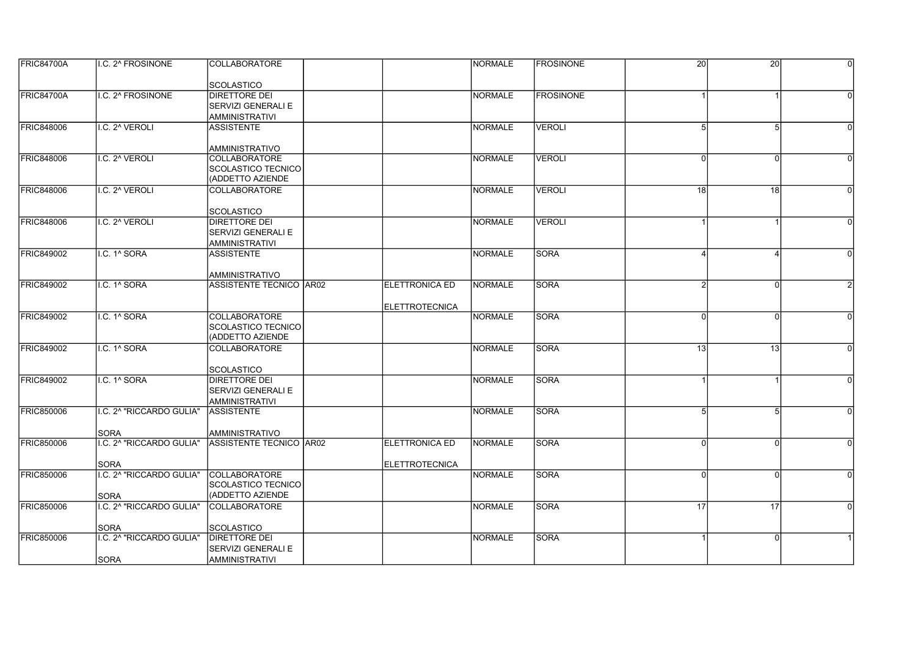| | | | | | | | | | |
|---|---|---|---|---|---|---|---|---|---|
| FRIC84700A | I.C. 2^ FROSINONE | COLLABORATORE SCOLASTICO | | | NORMALE | FROSINONE | 20 | 20 | 0 |
| FRIC84700A | I.C. 2^ FROSINONE | DIRETTORE DEI SERVIZI GENERALI E AMMINISTRATIVI | | | NORMALE | FROSINONE | 1 | 1 | 0 |
| FRIC848006 | I.C. 2^ VEROLI | ASSISTENTE AMMINISTRATIVO | | | NORMALE | VEROLI | 5 | 5 | 0 |
| FRIC848006 | I.C. 2^ VEROLI | COLLABORATORE SCOLASTICO TECNICO (ADDETTO AZIENDE | | | NORMALE | VEROLI | 0 | 0 | 0 |
| FRIC848006 | I.C. 2^ VEROLI | COLLABORATORE SCOLASTICO | | | NORMALE | VEROLI | 18 | 18 | 0 |
| FRIC848006 | I.C. 2^ VEROLI | DIRETTORE DEI SERVIZI GENERALI E AMMINISTRATIVI | | | NORMALE | VEROLI | 1 | 1 | 0 |
| FRIC849002 | I.C. 1^ SORA | ASSISTENTE AMMINISTRATIVO | | | NORMALE | SORA | 4 | 4 | 0 |
| FRIC849002 | I.C. 1^ SORA | ASSISTENTE TECNICO | AR02 | ELETTRONICA ED ELETTROTECNICA | NORMALE | SORA | 2 | 0 | 2 |
| FRIC849002 | I.C. 1^ SORA | COLLABORATORE SCOLASTICO TECNICO (ADDETTO AZIENDE | | | NORMALE | SORA | 0 | 0 | 0 |
| FRIC849002 | I.C. 1^ SORA | COLLABORATORE SCOLASTICO | | | NORMALE | SORA | 13 | 13 | 0 |
| FRIC849002 | I.C. 1^ SORA | DIRETTORE DEI SERVIZI GENERALI E AMMINISTRATIVI | | | NORMALE | SORA | 1 | 1 | 0 |
| FRIC850006 | I.C. 2^ "RICCARDO GULIA" SORA | ASSISTENTE AMMINISTRATIVO | | | NORMALE | SORA | 5 | 5 | 0 |
| FRIC850006 | I.C. 2^ "RICCARDO GULIA" SORA | ASSISTENTE TECNICO | AR02 | ELETTRONICA ED ELETTROTECNICA | NORMALE | SORA | 0 | 0 | 0 |
| FRIC850006 | I.C. 2^ "RICCARDO GULIA" SORA | COLLABORATORE SCOLASTICO TECNICO (ADDETTO AZIENDE | | | NORMALE | SORA | 0 | 0 | 0 |
| FRIC850006 | I.C. 2^ "RICCARDO GULIA" SORA | COLLABORATORE SCOLASTICO | | | NORMALE | SORA | 17 | 17 | 0 |
| FRIC850006 | I.C. 2^ "RICCARDO GULIA" SORA | DIRETTORE DEI SERVIZI GENERALI E AMMINISTRATIVI | | | NORMALE | SORA | 1 | 0 | 1 |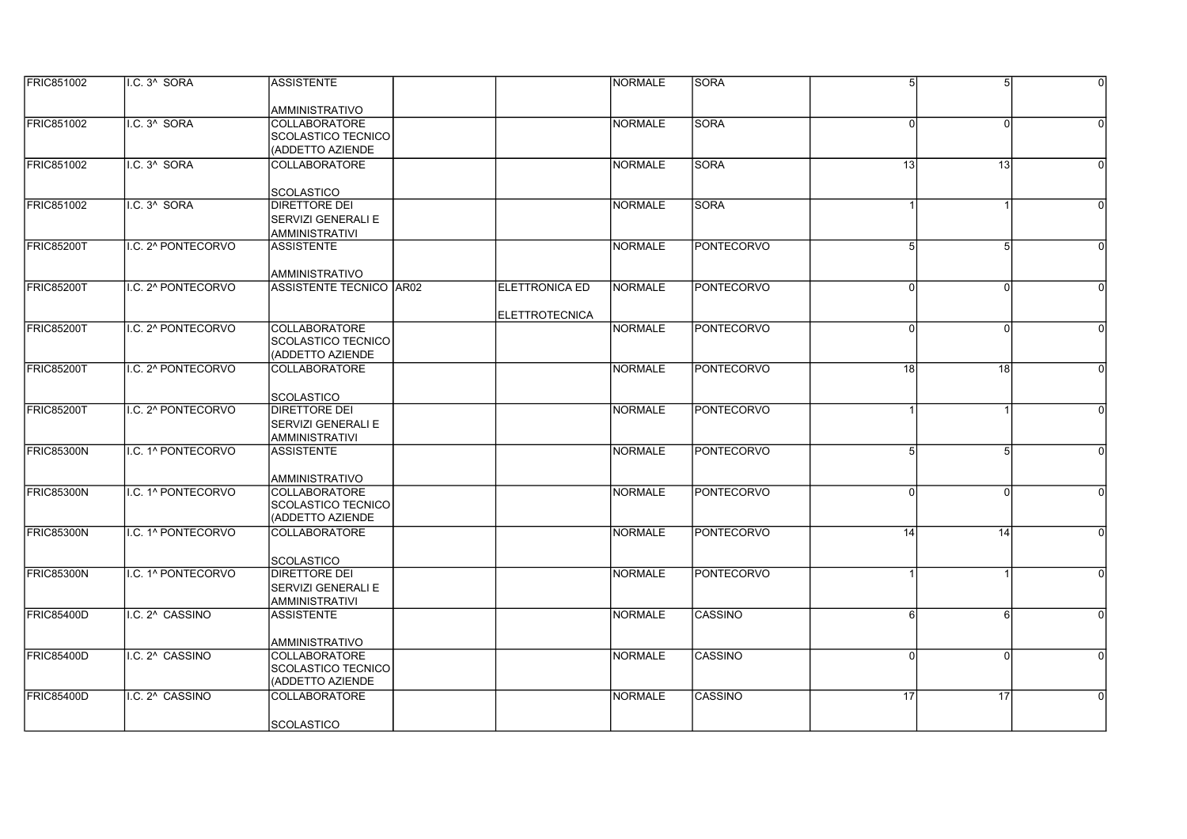| | | | | | | | | | |
|---|---|---|---|---|---|---|---|---|---|
| FRIC851002 | I.C. 3^ SORA | ASSISTENTE AMMINISTRATIVO | | | NORMALE | SORA | 5 | 5 | 0 |
| FRIC851002 | I.C. 3^ SORA | COLLABORATORE SCOLASTICO TECNICO (ADDETTO AZIENDE | | | NORMALE | SORA | 0 | 0 | 0 |
| FRIC851002 | I.C. 3^ SORA | COLLABORATORE SCOLASTICO | | | NORMALE | SORA | 13 | 13 | 0 |
| FRIC851002 | I.C. 3^ SORA | DIRETTORE DEI SERVIZI GENERALI E AMMINISTRATIVI | | | NORMALE | SORA | 1 | 1 | 0 |
| FRIC85200T | I.C. 2^ PONTECORVO | ASSISTENTE AMMINISTRATIVO | | | NORMALE | PONTECORVO | 5 | 5 | 0 |
| FRIC85200T | I.C. 2^ PONTECORVO | ASSISTENTE TECNICO | AR02 | ELETTRONICA ED ELETTROTECNICA | NORMALE | PONTECORVO | 0 | 0 | 0 |
| FRIC85200T | I.C. 2^ PONTECORVO | COLLABORATORE SCOLASTICO TECNICO (ADDETTO AZIENDE | | | NORMALE | PONTECORVO | 0 | 0 | 0 |
| FRIC85200T | I.C. 2^ PONTECORVO | COLLABORATORE SCOLASTICO | | | NORMALE | PONTECORVO | 18 | 18 | 0 |
| FRIC85200T | I.C. 2^ PONTECORVO | DIRETTORE DEI SERVIZI GENERALI E AMMINISTRATIVI | | | NORMALE | PONTECORVO | 1 | 1 | 0 |
| FRIC85300N | I.C. 1^ PONTECORVO | ASSISTENTE AMMINISTRATIVO | | | NORMALE | PONTECORVO | 5 | 5 | 0 |
| FRIC85300N | I.C. 1^ PONTECORVO | COLLABORATORE SCOLASTICO TECNICO (ADDETTO AZIENDE | | | NORMALE | PONTECORVO | 0 | 0 | 0 |
| FRIC85300N | I.C. 1^ PONTECORVO | COLLABORATORE SCOLASTICO | | | NORMALE | PONTECORVO | 14 | 14 | 0 |
| FRIC85300N | I.C. 1^ PONTECORVO | DIRETTORE DEI SERVIZI GENERALI E AMMINISTRATIVI | | | NORMALE | PONTECORVO | 1 | 1 | 0 |
| FRIC85400D | I.C. 2^ CASSINO | ASSISTENTE AMMINISTRATIVO | | | NORMALE | CASSINO | 6 | 6 | 0 |
| FRIC85400D | I.C. 2^ CASSINO | COLLABORATORE SCOLASTICO TECNICO (ADDETTO AZIENDE | | | NORMALE | CASSINO | 0 | 0 | 0 |
| FRIC85400D | I.C. 2^ CASSINO | COLLABORATORE SCOLASTICO | | | NORMALE | CASSINO | 17 | 17 | 0 |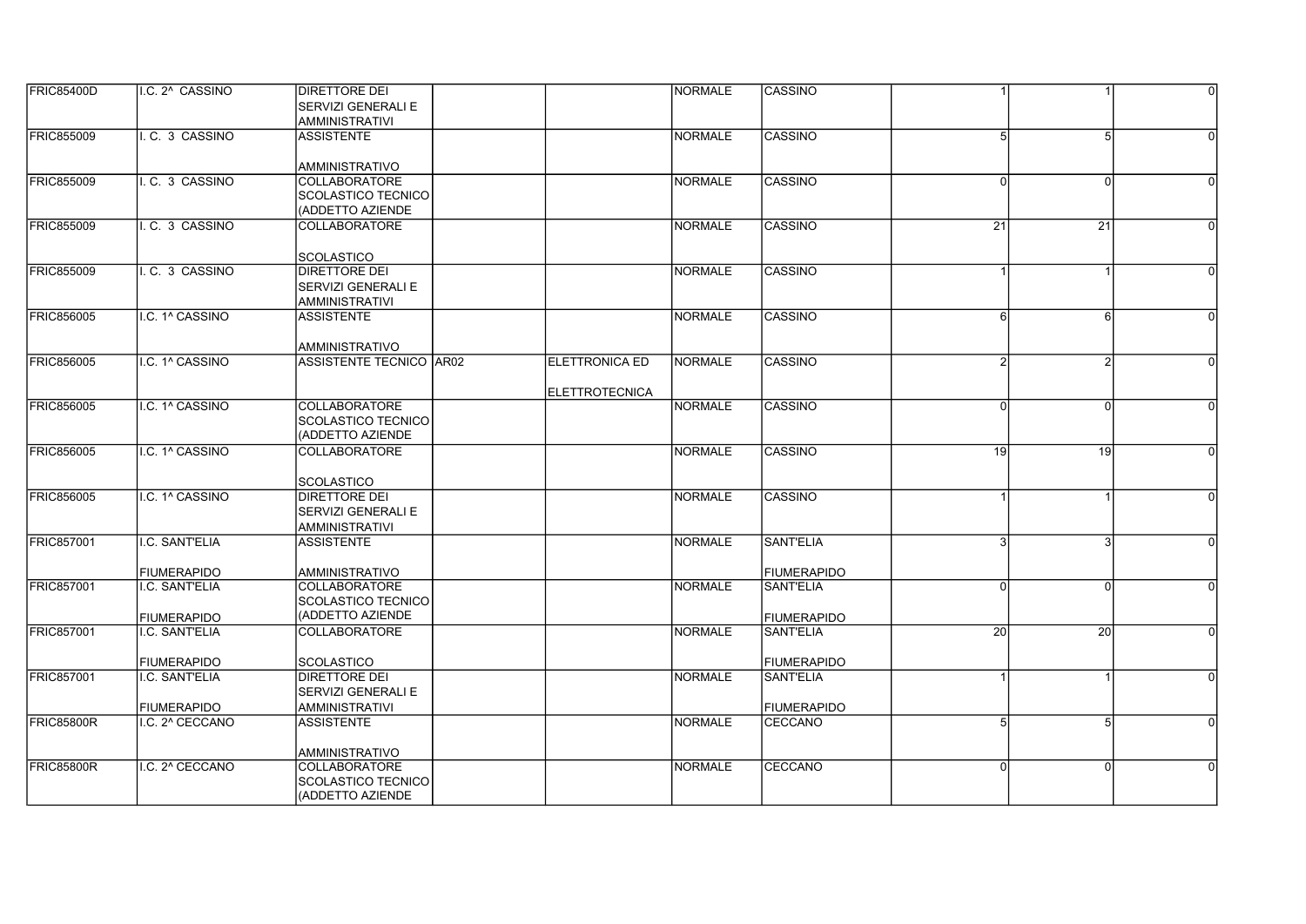| | | | | | | | | | |
|---|---|---|---|---|---|---|---|---|---|
| FRIC85400D | I.C. 2^ CASSINO | DIRETTORE DEI SERVIZI GENERALI E AMMINISTRATIVI | | | NORMALE | CASSINO | 1 | 1 | 0 |
| FRIC855009 | I. C. 3 CASSINO | ASSISTENTE AMMINISTRATIVO | | | NORMALE | CASSINO | 5 | 5 | 0 |
| FRIC855009 | I. C. 3 CASSINO | COLLABORATORE SCOLASTICO TECNICO (ADDETTO AZIENDE | | | NORMALE | CASSINO | 0 | 0 | 0 |
| FRIC855009 | I. C. 3 CASSINO | COLLABORATORE SCOLASTICO | | | NORMALE | CASSINO | 21 | 21 | 0 |
| FRIC855009 | I. C. 3 CASSINO | DIRETTORE DEI SERVIZI GENERALI E AMMINISTRATIVI | | | NORMALE | CASSINO | 1 | 1 | 0 |
| FRIC856005 | I.C. 1^ CASSINO | ASSISTENTE AMMINISTRATIVO | | | NORMALE | CASSINO | 6 | 6 | 0 |
| FRIC856005 | I.C. 1^ CASSINO | ASSISTENTE TECNICO | AR02 | ELETTRONICA ED ELETTROTECNICA | NORMALE | CASSINO | 2 | 2 | 0 |
| FRIC856005 | I.C. 1^ CASSINO | COLLABORATORE SCOLASTICO TECNICO (ADDETTO AZIENDE | | | NORMALE | CASSINO | 0 | 0 | 0 |
| FRIC856005 | I.C. 1^ CASSINO | COLLABORATORE SCOLASTICO | | | NORMALE | CASSINO | 19 | 19 | 0 |
| FRIC856005 | I.C. 1^ CASSINO | DIRETTORE DEI SERVIZI GENERALI E AMMINISTRATIVI | | | NORMALE | CASSINO | 1 | 1 | 0 |
| FRIC857001 | I.C. SANT'ELIA FIUMERAPIDO | ASSISTENTE AMMINISTRATIVO | | | NORMALE | SANT'ELIA FIUMERAPIDO | 3 | 3 | 0 |
| FRIC857001 | I.C. SANT'ELIA FIUMERAPIDO | COLLABORATORE SCOLASTICO TECNICO (ADDETTO AZIENDE | | | NORMALE | SANT'ELIA FIUMERAPIDO | 0 | 0 | 0 |
| FRIC857001 | I.C. SANT'ELIA FIUMERAPIDO | COLLABORATORE SCOLASTICO | | | NORMALE | SANT'ELIA FIUMERAPIDO | 20 | 20 | 0 |
| FRIC857001 | I.C. SANT'ELIA FIUMERAPIDO | DIRETTORE DEI SERVIZI GENERALI E AMMINISTRATIVI | | | NORMALE | SANT'ELIA FIUMERAPIDO | 1 | 1 | 0 |
| FRIC85800R | I.C. 2^ CECCANO | ASSISTENTE AMMINISTRATIVO | | | NORMALE | CECCANO | 5 | 5 | 0 |
| FRIC85800R | I.C. 2^ CECCANO | COLLABORATORE SCOLASTICO TECNICO (ADDETTO AZIENDE | | | NORMALE | CECCANO | 0 | 0 | 0 |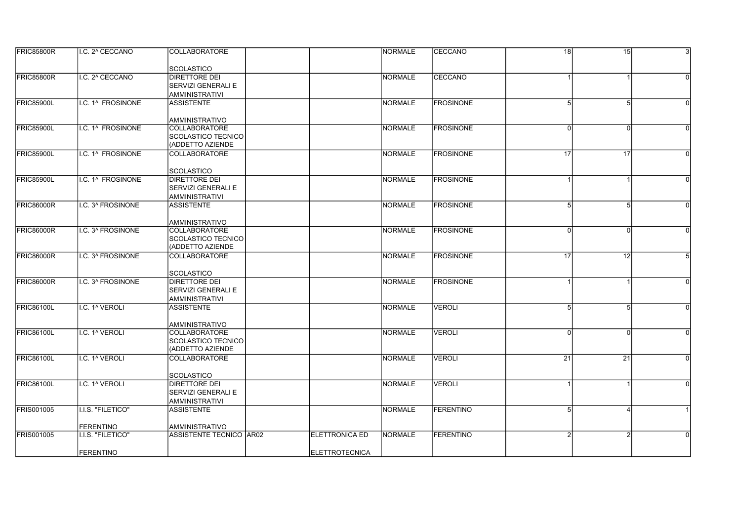| | | | | | | | | | |
|---|---|---|---|---|---|---|---|---|---|
| FRIC85800R | I.C. 2^ CECCANO | COLLABORATORE SCOLASTICO | | | NORMALE | CECCANO | 18 | 15 | 3 |
| FRIC85800R | I.C. 2^ CECCANO | DIRETTORE DEI SERVIZI GENERALI E AMMINISTRATIVI | | | NORMALE | CECCANO | 1 | 1 | 0 |
| FRIC85900L | I.C. 1^ FROSINONE | ASSISTENTE AMMINISTRATIVO | | | NORMALE | FROSINONE | 5 | 5 | 0 |
| FRIC85900L | I.C. 1^ FROSINONE | COLLABORATORE SCOLASTICO TECNICO (ADDETTO AZIENDE | | | NORMALE | FROSINONE | 0 | 0 | 0 |
| FRIC85900L | I.C. 1^ FROSINONE | COLLABORATORE SCOLASTICO | | | NORMALE | FROSINONE | 17 | 17 | 0 |
| FRIC85900L | I.C. 1^ FROSINONE | DIRETTORE DEI SERVIZI GENERALI E AMMINISTRATIVI | | | NORMALE | FROSINONE | 1 | 1 | 0 |
| FRIC86000R | I.C. 3^ FROSINONE | ASSISTENTE AMMINISTRATIVO | | | NORMALE | FROSINONE | 5 | 5 | 0 |
| FRIC86000R | I.C. 3^ FROSINONE | COLLABORATORE SCOLASTICO TECNICO (ADDETTO AZIENDE | | | NORMALE | FROSINONE | 0 | 0 | 0 |
| FRIC86000R | I.C. 3^ FROSINONE | COLLABORATORE SCOLASTICO | | | NORMALE | FROSINONE | 17 | 12 | 5 |
| FRIC86000R | I.C. 3^ FROSINONE | DIRETTORE DEI SERVIZI GENERALI E AMMINISTRATIVI | | | NORMALE | FROSINONE | 1 | 1 | 0 |
| FRIC86100L | I.C. 1^ VEROLI | ASSISTENTE AMMINISTRATIVO | | | NORMALE | VEROLI | 5 | 5 | 0 |
| FRIC86100L | I.C. 1^ VEROLI | COLLABORATORE SCOLASTICO TECNICO (ADDETTO AZIENDE | | | NORMALE | VEROLI | 0 | 0 | 0 |
| FRIC86100L | I.C. 1^ VEROLI | COLLABORATORE SCOLASTICO | | | NORMALE | VEROLI | 21 | 21 | 0 |
| FRIC86100L | I.C. 1^ VEROLI | DIRETTORE DEI SERVIZI GENERALI E AMMINISTRATIVI | | | NORMALE | VEROLI | 1 | 1 | 0 |
| FRIS001005 | I.I.S. "FILETICO" FERENTINO | ASSISTENTE AMMINISTRATIVO | | | NORMALE | FERENTINO | 5 | 4 | 1 |
| FRIS001005 | I.I.S. "FILETICO" FERENTINO | ASSISTENTE TECNICO | AR02 | ELETTRONICA ED ELETTROTECNICA | NORMALE | FERENTINO | 2 | 2 | 0 |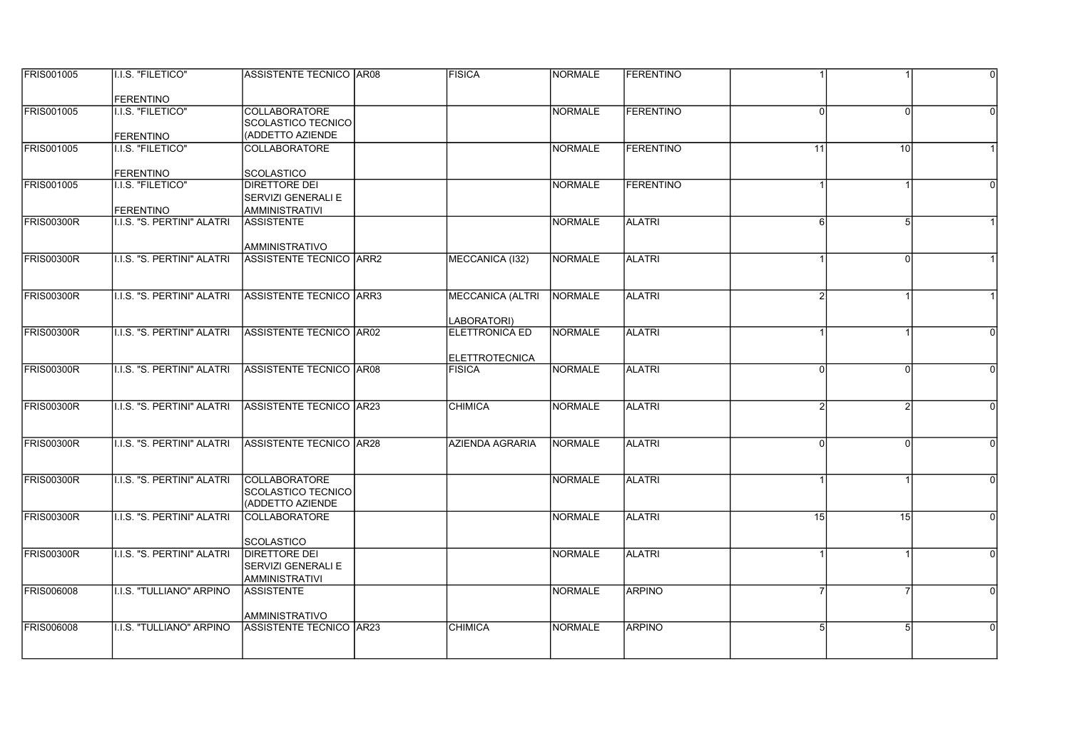| | | | | | | | | | |
|---|---|---|---|---|---|---|---|---|---|
| FRIS001005 | I.I.S. "FILETICO" FERENTINO | ASSISTENTE TECNICO | AR08 | FISICA | NORMALE | FERENTINO | 1 | 1 | 0 |
| FRIS001005 | I.I.S. "FILETICO" FERENTINO | COLLABORATORE SCOLASTICO TECNICO (ADDETTO AZIENDE | | | NORMALE | FERENTINO | 0 | 0 | 0 |
| FRIS001005 | I.I.S. "FILETICO" FERENTINO | COLLABORATORE SCOLASTICO | | | NORMALE | FERENTINO | 11 | 10 | 1 |
| FRIS001005 | I.I.S. "FILETICO" FERENTINO | DIRETTORE DEI SERVIZI GENERALI E AMMINISTRATIVI | | | NORMALE | FERENTINO | 1 | 1 | 0 |
| FRIS00300R | I.I.S. "S. PERTINI" ALATRI | ASSISTENTE AMMINISTRATIVO | | | NORMALE | ALATRI | 6 | 5 | 1 |
| FRIS00300R | I.I.S. "S. PERTINI" ALATRI | ASSISTENTE TECNICO | ARR2 | MECCANICA (I32) | NORMALE | ALATRI | 1 | 0 | 1 |
| FRIS00300R | I.I.S. "S. PERTINI" ALATRI | ASSISTENTE TECNICO | ARR3 | MECCANICA (ALTRI LABORATORI) | NORMALE | ALATRI | 2 | 1 | 1 |
| FRIS00300R | I.I.S. "S. PERTINI" ALATRI | ASSISTENTE TECNICO | AR02 | ELETTRONICA ED ELETTROTECNICA | NORMALE | ALATRI | 1 | 1 | 0 |
| FRIS00300R | I.I.S. "S. PERTINI" ALATRI | ASSISTENTE TECNICO | AR08 | FISICA | NORMALE | ALATRI | 0 | 0 | 0 |
| FRIS00300R | I.I.S. "S. PERTINI" ALATRI | ASSISTENTE TECNICO | AR23 | CHIMICA | NORMALE | ALATRI | 2 | 2 | 0 |
| FRIS00300R | I.I.S. "S. PERTINI" ALATRI | ASSISTENTE TECNICO | AR28 | AZIENDA AGRARIA | NORMALE | ALATRI | 0 | 0 | 0 |
| FRIS00300R | I.I.S. "S. PERTINI" ALATRI | COLLABORATORE SCOLASTICO TECNICO (ADDETTO AZIENDE | | | NORMALE | ALATRI | 1 | 1 | 0 |
| FRIS00300R | I.I.S. "S. PERTINI" ALATRI | COLLABORATORE SCOLASTICO | | | NORMALE | ALATRI | 15 | 15 | 0 |
| FRIS00300R | I.I.S. "S. PERTINI" ALATRI | DIRETTORE DEI SERVIZI GENERALI E AMMINISTRATIVI | | | NORMALE | ALATRI | 1 | 1 | 0 |
| FRIS006008 | I.I.S. "TULLIANO" ARPINO | ASSISTENTE AMMINISTRATIVO | | | NORMALE | ARPINO | 7 | 7 | 0 |
| FRIS006008 | I.I.S. "TULLIANO" ARPINO | ASSISTENTE TECNICO | AR23 | CHIMICA | NORMALE | ARPINO | 5 | 5 | 0 |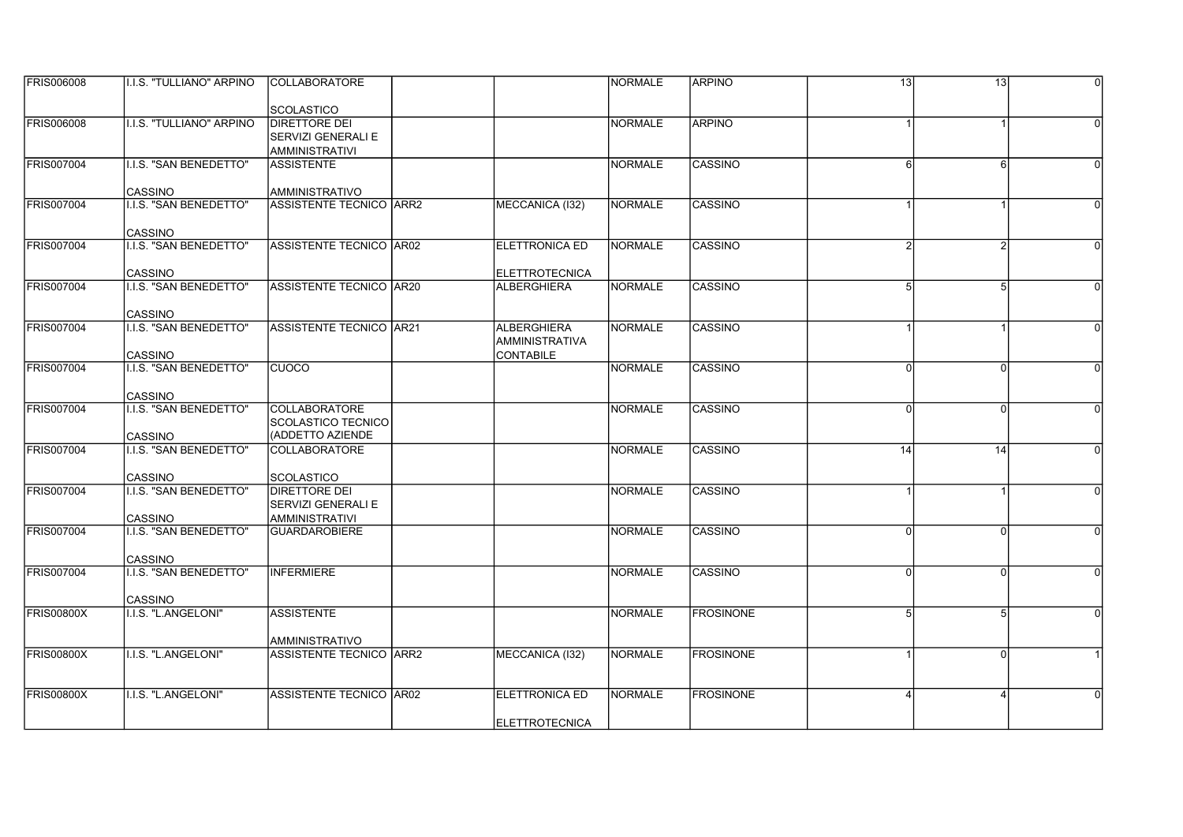| | | | | | | | | | |
|---|---|---|---|---|---|---|---|---|---|
| FRIS006008 | I.I.S. "TULLIANO" ARPINO | COLLABORATORE SCOLASTICO | | | NORMALE | ARPINO | 13 | 13 | 0 |
| FRIS006008 | I.I.S. "TULLIANO" ARPINO | DIRETTORE DEI SERVIZI GENERALI E AMMINISTRATIVI | | | NORMALE | ARPINO | 1 | 1 | 0 |
| FRIS007004 | I.I.S. "SAN BENEDETTO" CASSINO | ASSISTENTE AMMINISTRATIVO | | | NORMALE | CASSINO | 6 | 6 | 0 |
| FRIS007004 | I.I.S. "SAN BENEDETTO" CASSINO | ASSISTENTE TECNICO | ARR2 | MECCANICA (I32) | NORMALE | CASSINO | 1 | 1 | 0 |
| FRIS007004 | I.I.S. "SAN BENEDETTO" CASSINO | ASSISTENTE TECNICO | AR02 | ELETTRONICA ED ELETTROTECNICA | NORMALE | CASSINO | 2 | 2 | 0 |
| FRIS007004 | I.I.S. "SAN BENEDETTO" CASSINO | ASSISTENTE TECNICO | AR20 | ALBERGHIERA | NORMALE | CASSINO | 5 | 5 | 0 |
| FRIS007004 | I.I.S. "SAN BENEDETTO" CASSINO | ASSISTENTE TECNICO | AR21 | ALBERGHIERA AMMINISTRATIVA CONTABILE | NORMALE | CASSINO | 1 | 1 | 0 |
| FRIS007004 | I.I.S. "SAN BENEDETTO" CASSINO | CUOCO | | | NORMALE | CASSINO | 0 | 0 | 0 |
| FRIS007004 | I.I.S. "SAN BENEDETTO" CASSINO | COLLABORATORE SCOLASTICO TECNICO (ADDETTO AZIENDE | | | NORMALE | CASSINO | 0 | 0 | 0 |
| FRIS007004 | I.I.S. "SAN BENEDETTO" CASSINO | COLLABORATORE SCOLASTICO | | | NORMALE | CASSINO | 14 | 14 | 0 |
| FRIS007004 | I.I.S. "SAN BENEDETTO" CASSINO | DIRETTORE DEI SERVIZI GENERALI E AMMINISTRATIVI | | | NORMALE | CASSINO | 1 | 1 | 0 |
| FRIS007004 | I.I.S. "SAN BENEDETTO" CASSINO | GUARDAROBIERE | | | NORMALE | CASSINO | 0 | 0 | 0 |
| FRIS007004 | I.I.S. "SAN BENEDETTO" CASSINO | INFERMIERE | | | NORMALE | CASSINO | 0 | 0 | 0 |
| FRIS00800X | I.I.S. "L.ANGELONI" | ASSISTENTE AMMINISTRATIVO | | | NORMALE | FROSINONE | 5 | 5 | 0 |
| FRIS00800X | I.I.S. "L.ANGELONI" | ASSISTENTE TECNICO | ARR2 | MECCANICA (I32) | NORMALE | FROSINONE | 1 | 0 | 1 |
| FRIS00800X | I.I.S. "L.ANGELONI" | ASSISTENTE TECNICO | AR02 | ELETTRONICA ED ELETTROTECNICA | NORMALE | FROSINONE | 4 | 4 | 0 |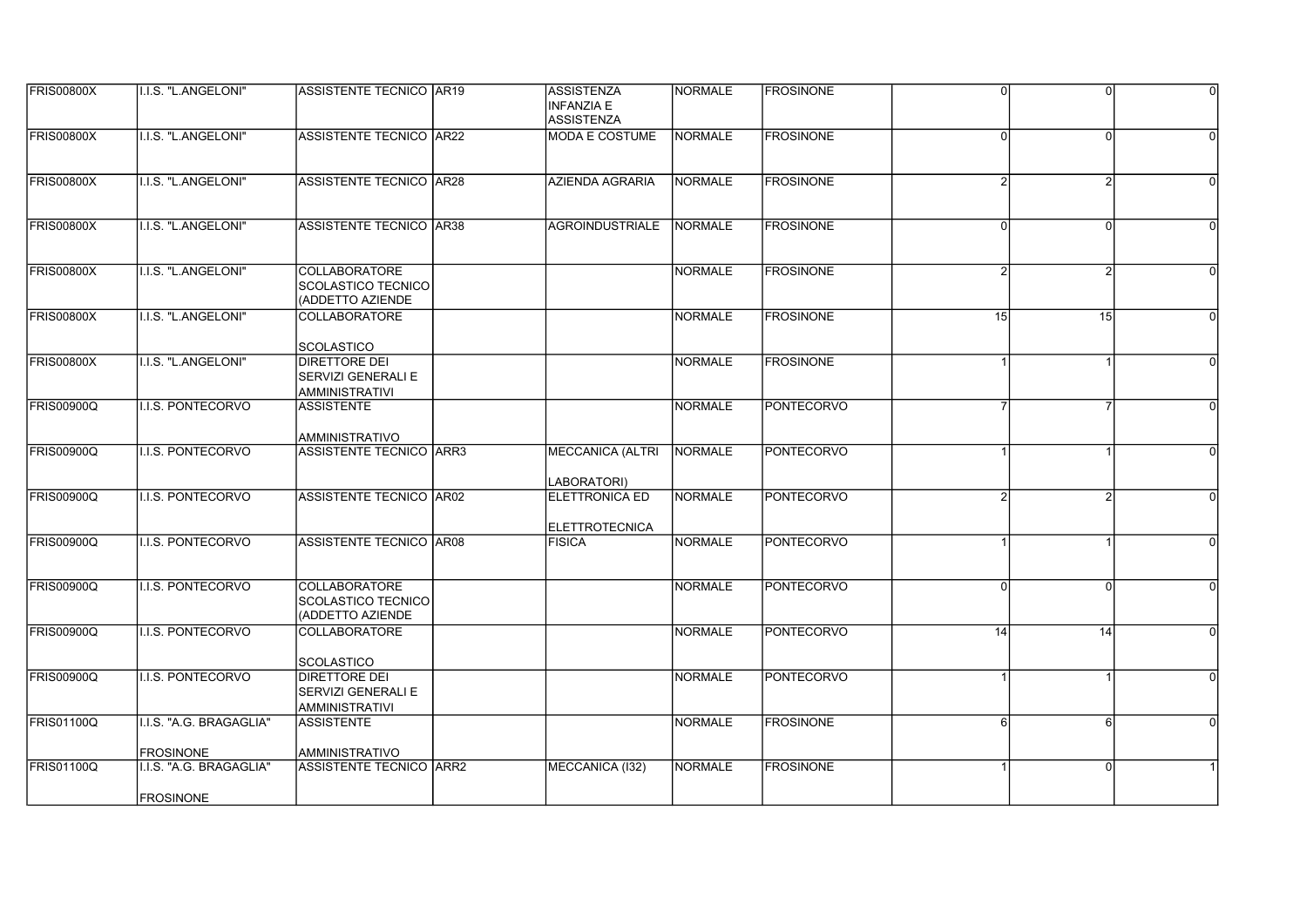| | | | | | | | | | |
|---|---|---|---|---|---|---|---|---|---|
| FRIS00800X | I.I.S. "L.ANGELONI" | ASSISTENTE TECNICO | AR19 | ASSISTENZA INFANZIA E ASSISTENZA | NORMALE | FROSINONE | 0 | 0 | 0 |
| FRIS00800X | I.I.S. "L.ANGELONI" | ASSISTENTE TECNICO | AR22 | MODA E COSTUME | NORMALE | FROSINONE | 0 | 0 | 0 |
| FRIS00800X | I.I.S. "L.ANGELONI" | ASSISTENTE TECNICO | AR28 | AZIENDA AGRARIA | NORMALE | FROSINONE | 2 | 2 | 0 |
| FRIS00800X | I.I.S. "L.ANGELONI" | ASSISTENTE TECNICO | AR38 | AGROINDUSTRIALE | NORMALE | FROSINONE | 0 | 0 | 0 |
| FRIS00800X | I.I.S. "L.ANGELONI" | COLLABORATORE SCOLASTICO TECNICO (ADDETTO AZIENDE | | | NORMALE | FROSINONE | 2 | 2 | 0 |
| FRIS00800X | I.I.S. "L.ANGELONI" | COLLABORATORE SCOLASTICO | | | NORMALE | FROSINONE | 15 | 15 | 0 |
| FRIS00800X | I.I.S. "L.ANGELONI" | DIRETTORE DEI SERVIZI GENERALI E AMMINISTRATIVI | | | NORMALE | FROSINONE | 1 | 1 | 0 |
| FRIS00900Q | I.I.S. PONTECORVO | ASSISTENTE AMMINISTRATIVO | | | NORMALE | PONTECORVO | 7 | 7 | 0 |
| FRIS00900Q | I.I.S. PONTECORVO | ASSISTENTE TECNICO | ARR3 | MECCANICA (ALTRI LABORATORI) | NORMALE | PONTECORVO | 1 | 1 | 0 |
| FRIS00900Q | I.I.S. PONTECORVO | ASSISTENTE TECNICO | AR02 | ELETTRONICA ED ELETTROTECNICA | NORMALE | PONTECORVO | 2 | 2 | 0 |
| FRIS00900Q | I.I.S. PONTECORVO | ASSISTENTE TECNICO | AR08 | FISICA | NORMALE | PONTECORVO | 1 | 1 | 0 |
| FRIS00900Q | I.I.S. PONTECORVO | COLLABORATORE SCOLASTICO TECNICO (ADDETTO AZIENDE | | | NORMALE | PONTECORVO | 0 | 0 | 0 |
| FRIS00900Q | I.I.S. PONTECORVO | COLLABORATORE SCOLASTICO | | | NORMALE | PONTECORVO | 14 | 14 | 0 |
| FRIS00900Q | I.I.S. PONTECORVO | DIRETTORE DEI SERVIZI GENERALI E AMMINISTRATIVI | | | NORMALE | PONTECORVO | 1 | 1 | 0 |
| FRIS01100Q | I.I.S. "A.G. BRAGAGLIA" FROSINONE | ASSISTENTE AMMINISTRATIVO | | | NORMALE | FROSINONE | 6 | 6 | 0 |
| FRIS01100Q | I.I.S. "A.G. BRAGAGLIA" FROSINONE | ASSISTENTE TECNICO | ARR2 | MECCANICA (I32) | NORMALE | FROSINONE | 1 | 0 | 1 |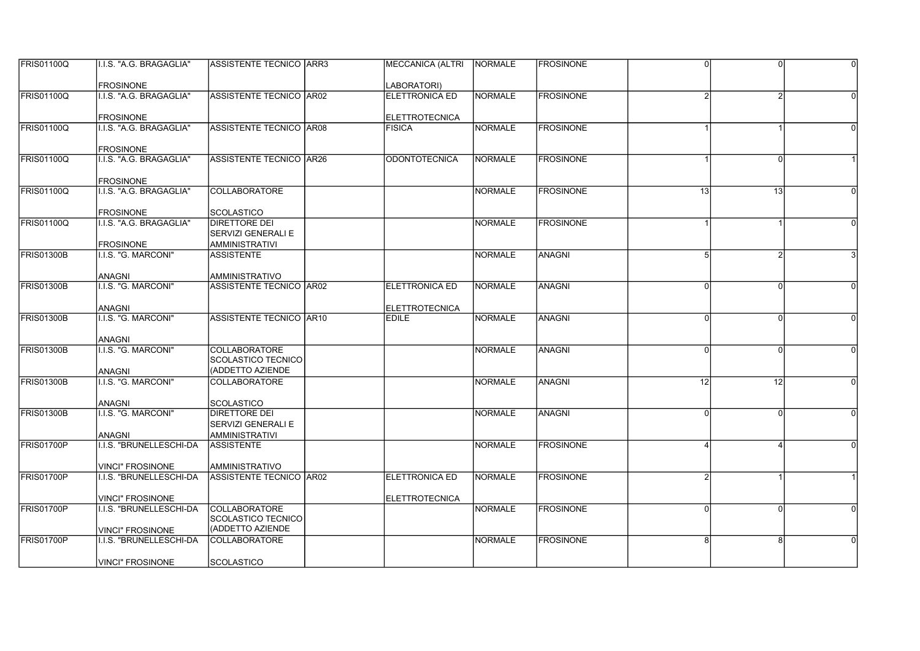| | | | | | | | | | |
|---|---|---|---|---|---|---|---|---|---|
| FRIS01100Q | I.I.S. "A.G. BRAGAGLIA" FROSINONE | ASSISTENTE TECNICO | ARR3 | MECCANICA (ALTRI LABORATORI) | NORMALE | FROSINONE | 0 | 0 | 0 |
| FRIS01100Q | I.I.S. "A.G. BRAGAGLIA" FROSINONE | ASSISTENTE TECNICO | AR02 | ELETTRONICA ED ELETTROTECNICA | NORMALE | FROSINONE | 2 | 2 | 0 |
| FRIS01100Q | I.I.S. "A.G. BRAGAGLIA" FROSINONE | ASSISTENTE TECNICO | AR08 | FISICA | NORMALE | FROSINONE | 1 | 1 | 0 |
| FRIS01100Q | I.I.S. "A.G. BRAGAGLIA" FROSINONE | ASSISTENTE TECNICO | AR26 | ODONTOTECNICA | NORMALE | FROSINONE | 1 | 0 | 1 |
| FRIS01100Q | I.I.S. "A.G. BRAGAGLIA" FROSINONE | COLLABORATORE SCOLASTICO | | | NORMALE | FROSINONE | 13 | 13 | 0 |
| FRIS01100Q | I.I.S. "A.G. BRAGAGLIA" FROSINONE | DIRETTORE DEI SERVIZI GENERALI E AMMINISTRATIVI | | | NORMALE | FROSINONE | 1 | 1 | 0 |
| FRIS01300B | I.I.S. "G. MARCONI" ANAGNI | ASSISTENTE AMMINISTRATIVO | | | NORMALE | ANAGNI | 5 | 2 | 3 |
| FRIS01300B | I.I.S. "G. MARCONI" ANAGNI | ASSISTENTE TECNICO | AR02 | ELETTRONICA ED ELETTROTECNICA | NORMALE | ANAGNI | 0 | 0 | 0 |
| FRIS01300B | I.I.S. "G. MARCONI" ANAGNI | ASSISTENTE TECNICO | AR10 | EDILE | NORMALE | ANAGNI | 0 | 0 | 0 |
| FRIS01300B | I.I.S. "G. MARCONI" ANAGNI | COLLABORATORE SCOLASTICO TECNICO (ADDETTO AZIENDE | | | NORMALE | ANAGNI | 0 | 0 | 0 |
| FRIS01300B | I.I.S. "G. MARCONI" ANAGNI | COLLABORATORE SCOLASTICO | | | NORMALE | ANAGNI | 12 | 12 | 0 |
| FRIS01300B | I.I.S. "G. MARCONI" ANAGNI | DIRETTORE DEI SERVIZI GENERALI E AMMINISTRATIVI | | | NORMALE | ANAGNI | 0 | 0 | 0 |
| FRIS01700P | I.I.S. "BRUNELLESCHI-DA VINCI" FROSINONE | ASSISTENTE AMMINISTRATIVO | | | NORMALE | FROSINONE | 4 | 4 | 0 |
| FRIS01700P | I.I.S. "BRUNELLESCHI-DA VINCI" FROSINONE | ASSISTENTE TECNICO | AR02 | ELETTRONICA ED ELETTROTECNICA | NORMALE | FROSINONE | 2 | 1 | 1 |
| FRIS01700P | I.I.S. "BRUNELLESCHI-DA VINCI" FROSINONE | COLLABORATORE SCOLASTICO TECNICO (ADDETTO AZIENDE | | | NORMALE | FROSINONE | 0 | 0 | 0 |
| FRIS01700P | I.I.S. "BRUNELLESCHI-DA VINCI" FROSINONE | COLLABORATORE SCOLASTICO | | | NORMALE | FROSINONE | 8 | 8 | 0 |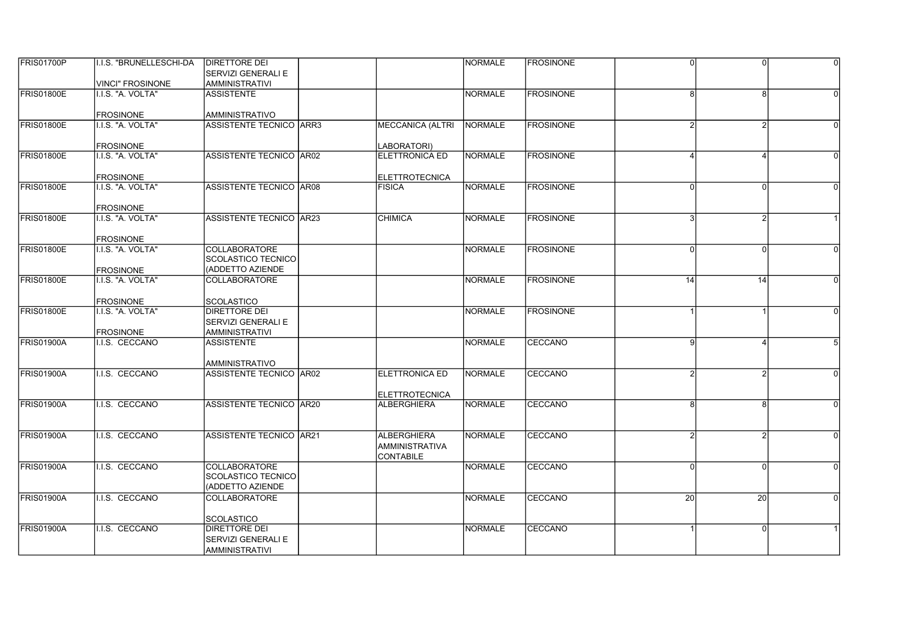| | | | | | | | | | |
|---|---|---|---|---|---|---|---|---|---|
| FRIS01700P | I.I.S. "BRUNELLESCHI-DA VINCI" FROSINONE | DIRETTORE DEI SERVIZI GENERALI E AMMINISTRATIVI | | | NORMALE | FROSINONE | 0 | 0 | 0 |
| FRIS01800E | I.I.S. "A. VOLTA" FROSINONE | ASSISTENTE AMMINISTRATIVO | | | NORMALE | FROSINONE | 8 | 8 | 0 |
| FRIS01800E | I.I.S. "A. VOLTA" FROSINONE | ASSISTENTE TECNICO | ARR3 | MECCANICA (ALTRI LABORATORI) | NORMALE | FROSINONE | 2 | 2 | 0 |
| FRIS01800E | I.I.S. "A. VOLTA" FROSINONE | ASSISTENTE TECNICO | AR02 | ELETTRONICA ED ELETTROTECNICA | NORMALE | FROSINONE | 4 | 4 | 0 |
| FRIS01800E | I.I.S. "A. VOLTA" FROSINONE | ASSISTENTE TECNICO | AR08 | FISICA | NORMALE | FROSINONE | 0 | 0 | 0 |
| FRIS01800E | I.I.S. "A. VOLTA" FROSINONE | ASSISTENTE TECNICO | AR23 | CHIMICA | NORMALE | FROSINONE | 3 | 2 | 1 |
| FRIS01800E | I.I.S. "A. VOLTA" FROSINONE | COLLABORATORE SCOLASTICO TECNICO (ADDETTO AZIENDE | | | NORMALE | FROSINONE | 0 | 0 | 0 |
| FRIS01800E | I.I.S. "A. VOLTA" FROSINONE | COLLABORATORE SCOLASTICO | | | NORMALE | FROSINONE | 14 | 14 | 0 |
| FRIS01800E | I.I.S. "A. VOLTA" FROSINONE | DIRETTORE DEI SERVIZI GENERALI E AMMINISTRATIVI | | | NORMALE | FROSINONE | 1 | 1 | 0 |
| FRIS01900A | I.I.S. CECCANO | ASSISTENTE AMMINISTRATIVO | | | NORMALE | CECCANO | 9 | 4 | 5 |
| FRIS01900A | I.I.S. CECCANO | ASSISTENTE TECNICO | AR02 | ELETTRONICA ED ELETTROTECNICA | NORMALE | CECCANO | 2 | 2 | 0 |
| FRIS01900A | I.I.S. CECCANO | ASSISTENTE TECNICO | AR20 | ALBERGHIERA | NORMALE | CECCANO | 8 | 8 | 0 |
| FRIS01900A | I.I.S. CECCANO | ASSISTENTE TECNICO | AR21 | ALBERGHIERA AMMINISTRATIVA CONTABILE | NORMALE | CECCANO | 2 | 2 | 0 |
| FRIS01900A | I.I.S. CECCANO | COLLABORATORE SCOLASTICO TECNICO (ADDETTO AZIENDE | | | NORMALE | CECCANO | 0 | 0 | 0 |
| FRIS01900A | I.I.S. CECCANO | COLLABORATORE SCOLASTICO | | | NORMALE | CECCANO | 20 | 20 | 0 |
| FRIS01900A | I.I.S. CECCANO | DIRETTORE DEI SERVIZI GENERALI E AMMINISTRATIVI | | | NORMALE | CECCANO | 1 | 0 | 1 |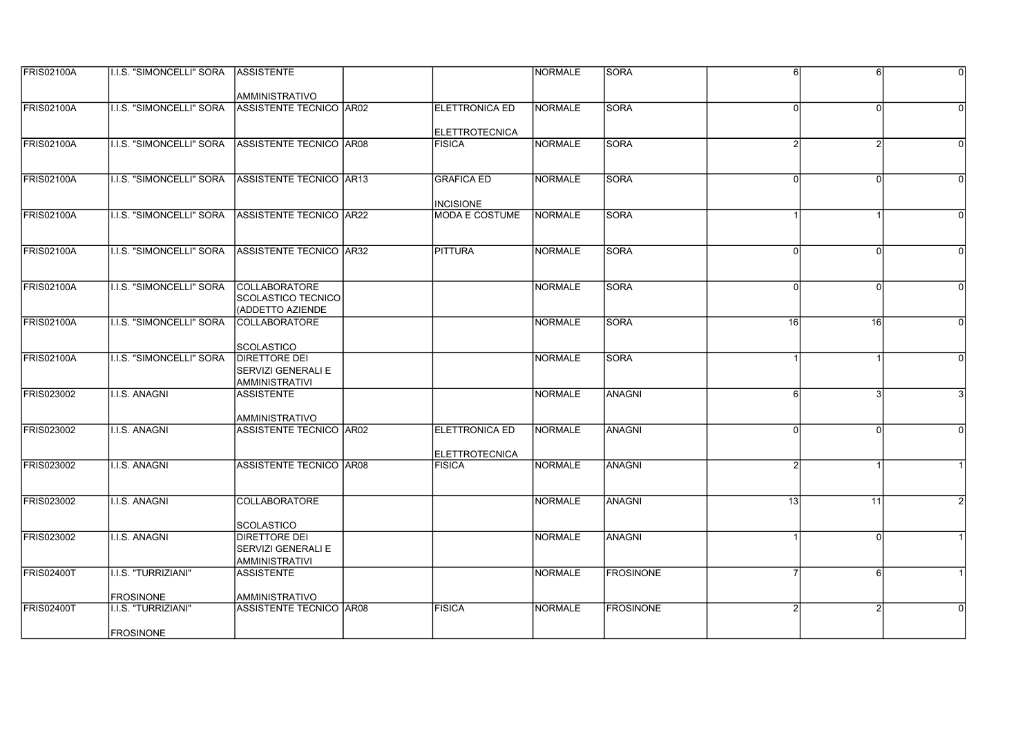| | | | | | | | | | |
|---|---|---|---|---|---|---|---|---|---|
| FRIS02100A | I.I.S. "SIMONCELLI" SORA | ASSISTENTE AMMINISTRATIVO | | | NORMALE | SORA | 6 | 6 | 0 |
| FRIS02100A | I.I.S. "SIMONCELLI" SORA | ASSISTENTE TECNICO | AR02 | ELETTRONICA ED ELETTROTECNICA | NORMALE | SORA | 0 | 0 | 0 |
| FRIS02100A | I.I.S. "SIMONCELLI" SORA | ASSISTENTE TECNICO | AR08 | FISICA | NORMALE | SORA | 2 | 2 | 0 |
| FRIS02100A | I.I.S. "SIMONCELLI" SORA | ASSISTENTE TECNICO | AR13 | GRAFICA ED INCISIONE | NORMALE | SORA | 0 | 0 | 0 |
| FRIS02100A | I.I.S. "SIMONCELLI" SORA | ASSISTENTE TECNICO | AR22 | MODA E COSTUME | NORMALE | SORA | 1 | 1 | 0 |
| FRIS02100A | I.I.S. "SIMONCELLI" SORA | ASSISTENTE TECNICO | AR32 | PITTURA | NORMALE | SORA | 0 | 0 | 0 |
| FRIS02100A | I.I.S. "SIMONCELLI" SORA | COLLABORATORE SCOLASTICO TECNICO (ADDETTO AZIENDE | | | NORMALE | SORA | 0 | 0 | 0 |
| FRIS02100A | I.I.S. "SIMONCELLI" SORA | COLLABORATORE SCOLASTICO | | | NORMALE | SORA | 16 | 16 | 0 |
| FRIS02100A | I.I.S. "SIMONCELLI" SORA | DIRETTORE DEI SERVIZI GENERALI E AMMINISTRATIVI | | | NORMALE | SORA | 1 | 1 | 0 |
| FRIS023002 | I.I.S. ANAGNI | ASSISTENTE AMMINISTRATIVO | | | NORMALE | ANAGNI | 6 | 3 | 3 |
| FRIS023002 | I.I.S. ANAGNI | ASSISTENTE TECNICO | AR02 | ELETTRONICA ED ELETTROTECNICA | NORMALE | ANAGNI | 0 | 0 | 0 |
| FRIS023002 | I.I.S. ANAGNI | ASSISTENTE TECNICO | AR08 | FISICA | NORMALE | ANAGNI | 2 | 1 | 1 |
| FRIS023002 | I.I.S. ANAGNI | COLLABORATORE SCOLASTICO | | | NORMALE | ANAGNI | 13 | 11 | 2 |
| FRIS023002 | I.I.S. ANAGNI | DIRETTORE DEI SERVIZI GENERALI E AMMINISTRATIVI | | | NORMALE | ANAGNI | 1 | 0 | 1 |
| FRIS02400T | I.I.S. "TURRIZIANI" FROSINONE | ASSISTENTE AMMINISTRATIVO | | | NORMALE | FROSINONE | 7 | 6 | 1 |
| FRIS02400T | I.I.S. "TURRIZIANI" FROSINONE | ASSISTENTE TECNICO | AR08 | FISICA | NORMALE | FROSINONE | 2 | 2 | 0 |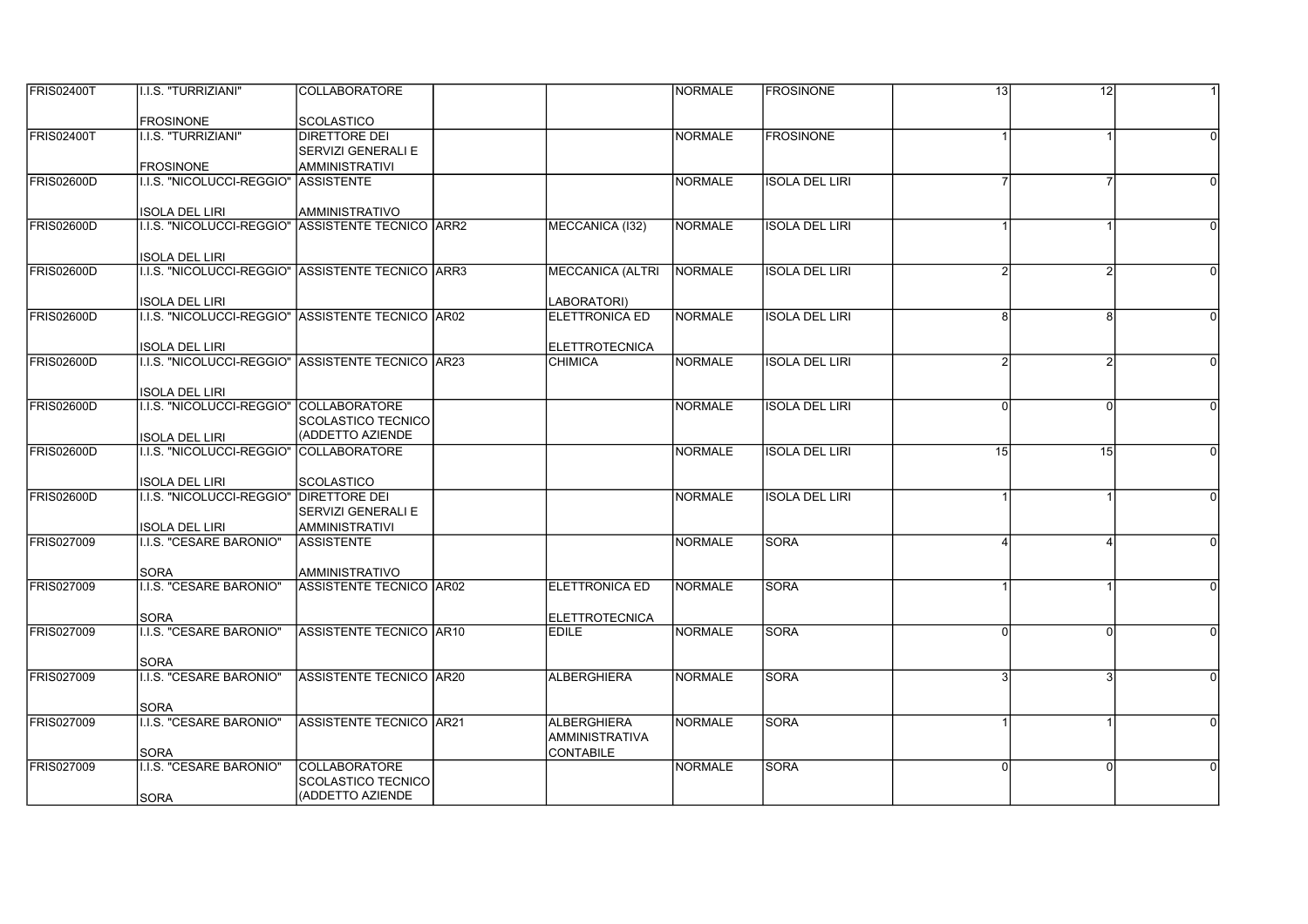| | | | | | | | | | |
|---|---|---|---|---|---|---|---|---|---|
| FRIS02400T | I.I.S. "TURRIZIANI" FROSINONE | COLLABORATORE SCOLASTICO | | | NORMALE | FROSINONE | 13 | 12 | 1 |
| FRIS02400T | I.I.S. "TURRIZIANI" FROSINONE | DIRETTORE DEI SERVIZI GENERALI E AMMINISTRATIVI | | | NORMALE | FROSINONE | 1 | 1 | 0 |
| FRIS02600D | I.I.S. "NICOLUCCI-REGGIO" ISOLA DEL LIRI | ASSISTENTE AMMINISTRATIVO | | | NORMALE | ISOLA DEL LIRI | 7 | 7 | 0 |
| FRIS02600D | I.I.S. "NICOLUCCI-REGGIO" ISOLA DEL LIRI | ASSISTENTE TECNICO | ARR2 | MECCANICA (I32) | NORMALE | ISOLA DEL LIRI | 1 | 1 | 0 |
| FRIS02600D | I.I.S. "NICOLUCCI-REGGIO" ISOLA DEL LIRI | ASSISTENTE TECNICO | ARR3 | MECCANICA (ALTRI LABORATORI) | NORMALE | ISOLA DEL LIRI | 2 | 2 | 0 |
| FRIS02600D | I.I.S. "NICOLUCCI-REGGIO" ISOLA DEL LIRI | ASSISTENTE TECNICO | AR02 | ELETTRONICA ED ELETTROTECNICA | NORMALE | ISOLA DEL LIRI | 8 | 8 | 0 |
| FRIS02600D | I.I.S. "NICOLUCCI-REGGIO" ISOLA DEL LIRI | ASSISTENTE TECNICO | AR23 | CHIMICA | NORMALE | ISOLA DEL LIRI | 2 | 2 | 0 |
| FRIS02600D | I.I.S. "NICOLUCCI-REGGIO" ISOLA DEL LIRI | COLLABORATORE SCOLASTICO TECNICO (ADDETTO AZIENDE | | | NORMALE | ISOLA DEL LIRI | 0 | 0 | 0 |
| FRIS02600D | I.I.S. "NICOLUCCI-REGGIO" ISOLA DEL LIRI | COLLABORATORE SCOLASTICO | | | NORMALE | ISOLA DEL LIRI | 15 | 15 | 0 |
| FRIS02600D | I.I.S. "NICOLUCCI-REGGIO" ISOLA DEL LIRI | DIRETTORE DEI SERVIZI GENERALI E AMMINISTRATIVI | | | NORMALE | ISOLA DEL LIRI | 1 | 1 | 0 |
| FRIS027009 | I.I.S. "CESARE BARONIO" SORA | ASSISTENTE AMMINISTRATIVO | | | NORMALE | SORA | 4 | 4 | 0 |
| FRIS027009 | I.I.S. "CESARE BARONIO" SORA | ASSISTENTE TECNICO | AR02 | ELETTRONICA ED ELETTROTECNICA | NORMALE | SORA | 1 | 1 | 0 |
| FRIS027009 | I.I.S. "CESARE BARONIO" SORA | ASSISTENTE TECNICO | AR10 | EDILE | NORMALE | SORA | 0 | 0 | 0 |
| FRIS027009 | I.I.S. "CESARE BARONIO" SORA | ASSISTENTE TECNICO | AR20 | ALBERGHIERA | NORMALE | SORA | 3 | 3 | 0 |
| FRIS027009 | I.I.S. "CESARE BARONIO" SORA | ASSISTENTE TECNICO | AR21 | ALBERGHIERA AMMINISTRATIVA CONTABILE | NORMALE | SORA | 1 | 1 | 0 |
| FRIS027009 | I.I.S. "CESARE BARONIO" SORA | COLLABORATORE SCOLASTICO TECNICO (ADDETTO AZIENDE | | | NORMALE | SORA | 0 | 0 | 0 |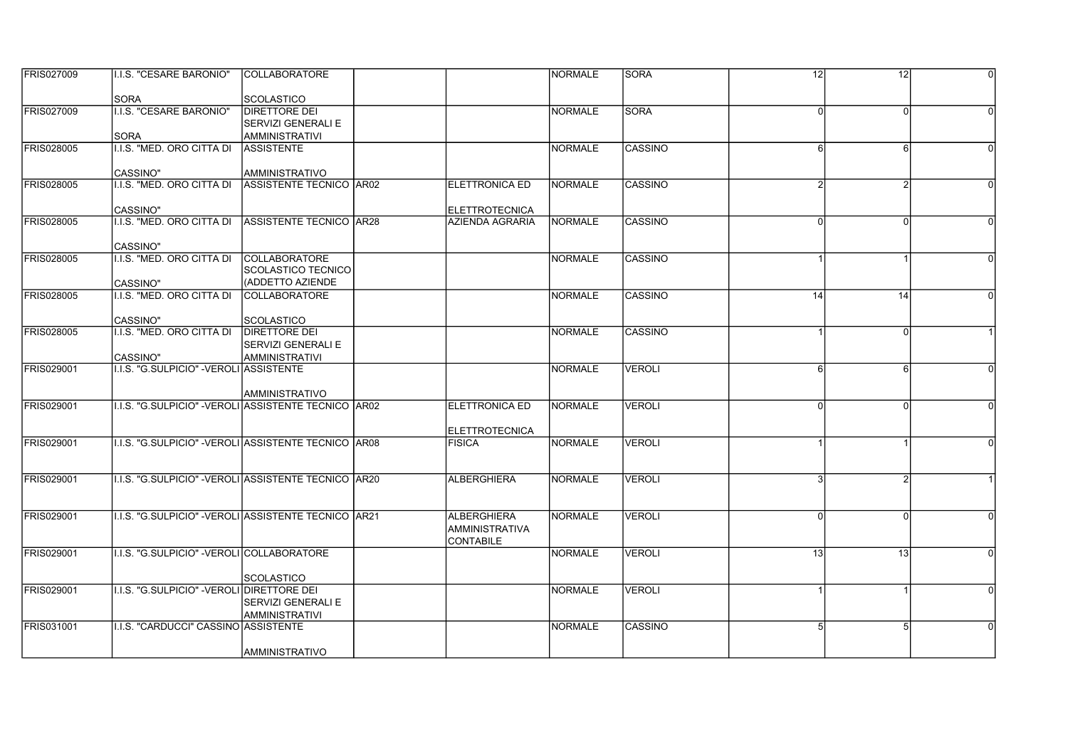| | | | | | | | | | |
|---|---|---|---|---|---|---|---|---|---|
| FRIS027009 | I.I.S. "CESARE BARONIO" SORA | COLLABORATORE SCOLASTICO | | | NORMALE | SORA | 12 | 12 | 0 |
| FRIS027009 | I.I.S. "CESARE BARONIO" SORA | DIRETTORE DEI SERVIZI GENERALI E AMMINISTRATIVI | | | NORMALE | SORA | 0 | 0 | 0 |
| FRIS028005 | I.I.S. "MED. ORO CITTA DI CASSINO" | ASSISTENTE AMMINISTRATIVO | | | NORMALE | CASSINO | 6 | 6 | 0 |
| FRIS028005 | I.I.S. "MED. ORO CITTA DI CASSINO" | ASSISTENTE TECNICO | AR02 | ELETTRONICA ED ELETTROTECNICA | NORMALE | CASSINO | 2 | 2 | 0 |
| FRIS028005 | I.I.S. "MED. ORO CITTA DI CASSINO" | ASSISTENTE TECNICO | AR28 | AZIENDA AGRARIA | NORMALE | CASSINO | 0 | 0 | 0 |
| FRIS028005 | I.I.S. "MED. ORO CITTA DI CASSINO" | COLLABORATORE SCOLASTICO TECNICO (ADDETTO AZIENDE | | | NORMALE | CASSINO | 1 | 1 | 0 |
| FRIS028005 | I.I.S. "MED. ORO CITTA DI CASSINO" | COLLABORATORE SCOLASTICO | | | NORMALE | CASSINO | 14 | 14 | 0 |
| FRIS028005 | I.I.S. "MED. ORO CITTA DI CASSINO" | DIRETTORE DEI SERVIZI GENERALI E AMMINISTRATIVI | | | NORMALE | CASSINO | 1 | 0 | 1 |
| FRIS029001 | I.I.S. "G.SULPICIO" -VEROLI | ASSISTENTE AMMINISTRATIVO | | | NORMALE | VEROLI | 6 | 6 | 0 |
| FRIS029001 | I.I.S. "G.SULPICIO" -VEROLI | ASSISTENTE TECNICO | AR02 | ELETTRONICA ED ELETTROTECNICA | NORMALE | VEROLI | 0 | 0 | 0 |
| FRIS029001 | I.I.S. "G.SULPICIO" -VEROLI | ASSISTENTE TECNICO | AR08 | FISICA | NORMALE | VEROLI | 1 | 1 | 0 |
| FRIS029001 | I.I.S. "G.SULPICIO" -VEROLI | ASSISTENTE TECNICO | AR20 | ALBERGHIERA | NORMALE | VEROLI | 3 | 2 | 1 |
| FRIS029001 | I.I.S. "G.SULPICIO" -VEROLI | ASSISTENTE TECNICO | AR21 | ALBERGHIERA AMMINISTRATIVA CONTABILE | NORMALE | VEROLI | 0 | 0 | 0 |
| FRIS029001 | I.I.S. "G.SULPICIO" -VEROLI | COLLABORATORE SCOLASTICO | | | NORMALE | VEROLI | 13 | 13 | 0 |
| FRIS029001 | I.I.S. "G.SULPICIO" -VEROLI | DIRETTORE DEI SERVIZI GENERALI E AMMINISTRATIVI | | | NORMALE | VEROLI | 1 | 1 | 0 |
| FRIS031001 | I.I.S. "CARDUCCI" CASSINO | ASSISTENTE AMMINISTRATIVO | | | NORMALE | CASSINO | 5 | 5 | 0 |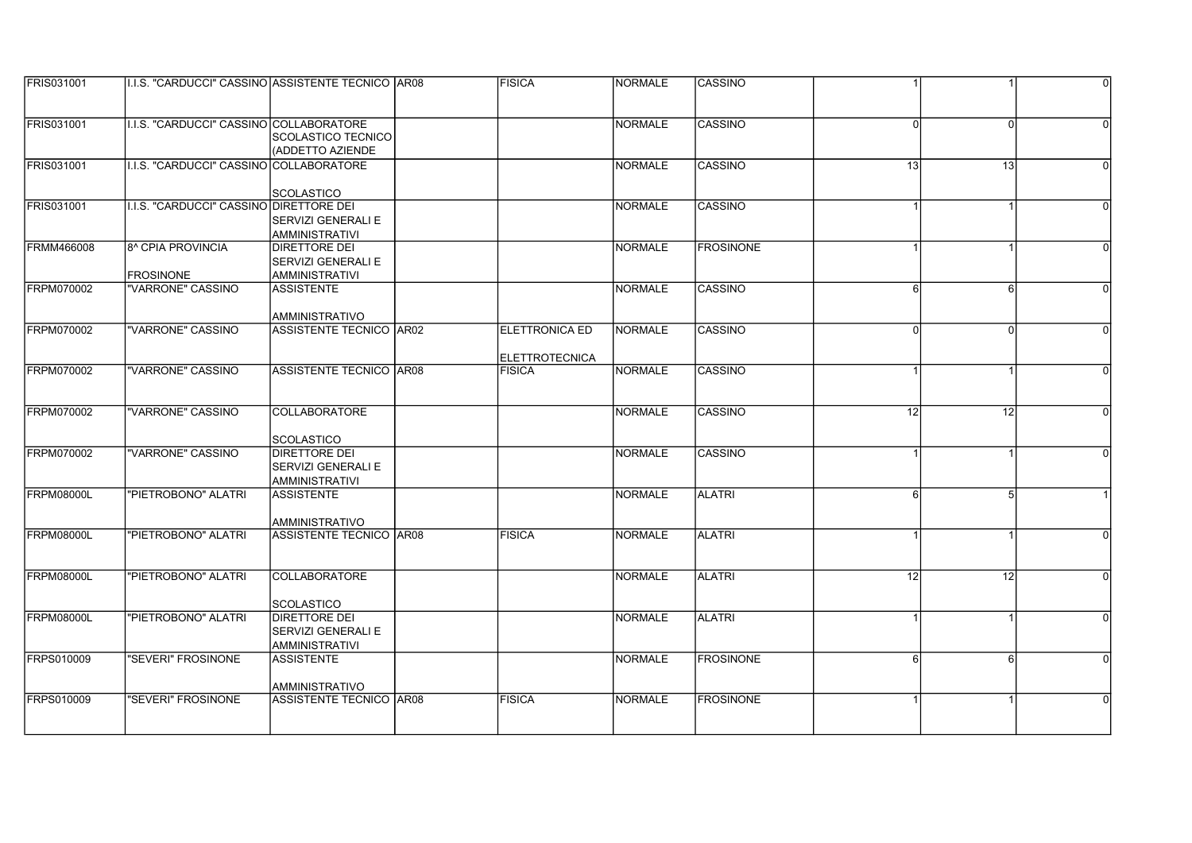| | | | | | | | | | |
|---|---|---|---|---|---|---|---|---|---|
| FRIS031001 | I.I.S. "CARDUCCI" CASSINO | ASSISTENTE TECNICO | AR08 | FISICA | NORMALE | CASSINO | 1 | 1 | 0 |
| FRIS031001 | I.I.S. "CARDUCCI" CASSINO | COLLABORATORE SCOLASTICO TECNICO (ADDETTO AZIENDE | | | NORMALE | CASSINO | 0 | 0 | 0 |
| FRIS031001 | I.I.S. "CARDUCCI" CASSINO | COLLABORATORE SCOLASTICO | | | NORMALE | CASSINO | 13 | 13 | 0 |
| FRIS031001 | I.I.S. "CARDUCCI" CASSINO | DIRETTORE DEI SERVIZI GENERALI E AMMINISTRATIVI | | | NORMALE | CASSINO | 1 | 1 | 0 |
| FRMM466008 | 8^ CPIA PROVINCIA FROSINONE | DIRETTORE DEI SERVIZI GENERALI E AMMINISTRATIVI | | | NORMALE | FROSINONE | 1 | 1 | 0 |
| FRPM070002 | "VARRONE" CASSINO | ASSISTENTE AMMINISTRATIVO | | | NORMALE | CASSINO | 6 | 6 | 0 |
| FRPM070002 | "VARRONE" CASSINO | ASSISTENTE TECNICO | AR02 | ELETTRONICA ED ELETTROTECNICA | NORMALE | CASSINO | 0 | 0 | 0 |
| FRPM070002 | "VARRONE" CASSINO | ASSISTENTE TECNICO | AR08 | FISICA | NORMALE | CASSINO | 1 | 1 | 0 |
| FRPM070002 | "VARRONE" CASSINO | COLLABORATORE SCOLASTICO | | | NORMALE | CASSINO | 12 | 12 | 0 |
| FRPM070002 | "VARRONE" CASSINO | DIRETTORE DEI SERVIZI GENERALI E AMMINISTRATIVI | | | NORMALE | CASSINO | 1 | 1 | 0 |
| FRPM08000L | "PIETROBONO" ALATRI | ASSISTENTE AMMINISTRATIVO | | | NORMALE | ALATRI | 6 | 5 | 1 |
| FRPM08000L | "PIETROBONO" ALATRI | ASSISTENTE TECNICO | AR08 | FISICA | NORMALE | ALATRI | 1 | 1 | 0 |
| FRPM08000L | "PIETROBONO" ALATRI | COLLABORATORE SCOLASTICO | | | NORMALE | ALATRI | 12 | 12 | 0 |
| FRPM08000L | "PIETROBONO" ALATRI | DIRETTORE DEI SERVIZI GENERALI E AMMINISTRATIVI | | | NORMALE | ALATRI | 1 | 1 | 0 |
| FRPS010009 | "SEVERI" FROSINONE | ASSISTENTE AMMINISTRATIVO | | | NORMALE | FROSINONE | 6 | 6 | 0 |
| FRPS010009 | "SEVERI" FROSINONE | ASSISTENTE TECNICO | AR08 | FISICA | NORMALE | FROSINONE | 1 | 1 | 0 |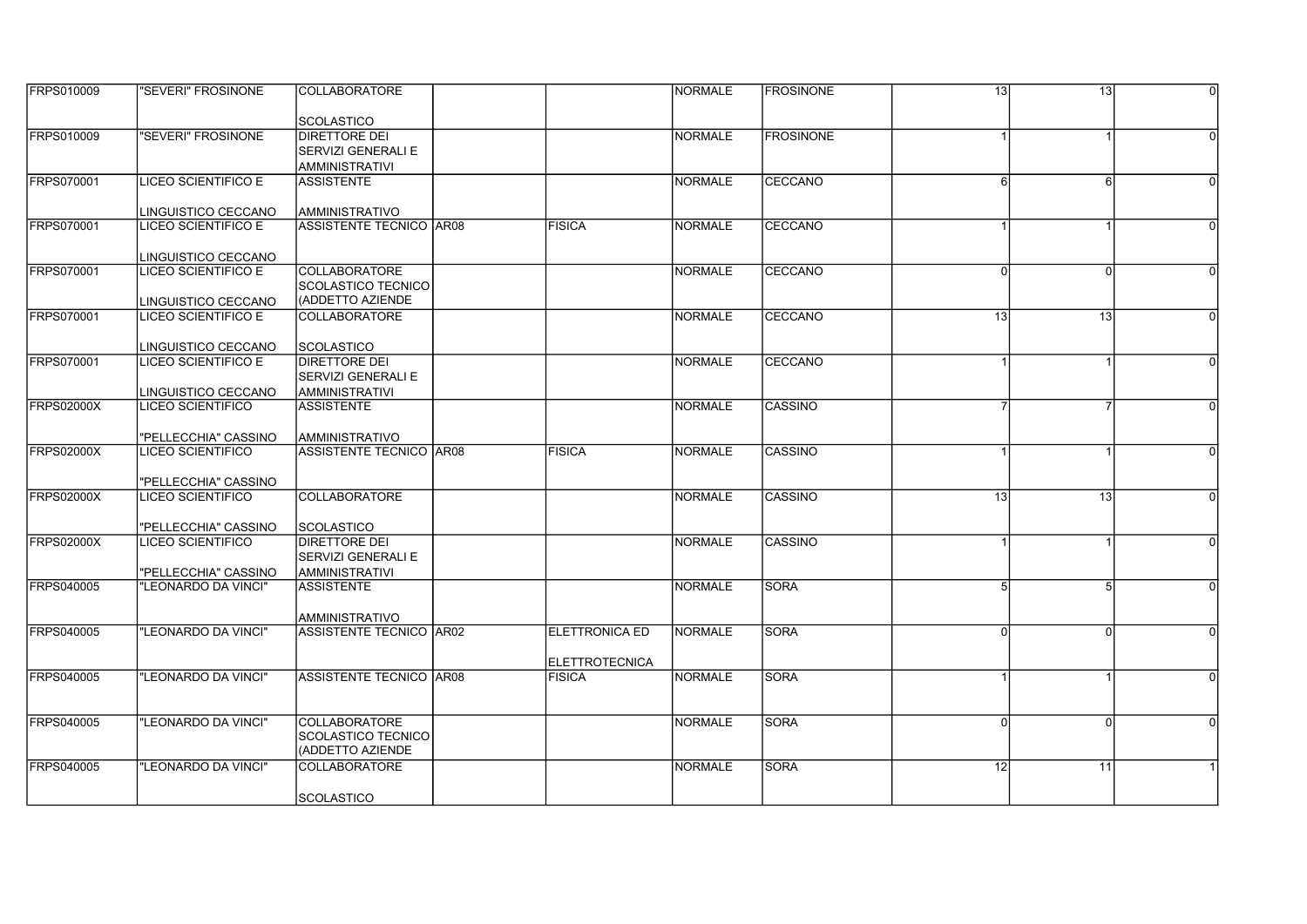| | | | | | | | | | |
|---|---|---|---|---|---|---|---|---|---|
| FRPS010009 | "SEVERI" FROSINONE | COLLABORATORE SCOLASTICO | | | NORMALE | FROSINONE | 13 | 13 | 0 |
| FRPS010009 | "SEVERI" FROSINONE | DIRETTORE DEI SERVIZI GENERALI E AMMINISTRATIVI | | | NORMALE | FROSINONE | 1 | 1 | 0 |
| FRPS070001 | LICEO SCIENTIFICO E LINGUISTICO CECCANO | ASSISTENTE AMMINISTRATIVO | | | NORMALE | CECCANO | 6 | 6 | 0 |
| FRPS070001 | LICEO SCIENTIFICO E LINGUISTICO CECCANO | ASSISTENTE TECNICO | AR08 | FISICA | NORMALE | CECCANO | 1 | 1 | 0 |
| FRPS070001 | LICEO SCIENTIFICO E LINGUISTICO CECCANO | COLLABORATORE SCOLASTICO TECNICO (ADDETTO AZIENDE | | | NORMALE | CECCANO | 0 | 0 | 0 |
| FRPS070001 | LICEO SCIENTIFICO E LINGUISTICO CECCANO | COLLABORATORE SCOLASTICO | | | NORMALE | CECCANO | 13 | 13 | 0 |
| FRPS070001 | LICEO SCIENTIFICO E LINGUISTICO CECCANO | DIRETTORE DEI SERVIZI GENERALI E AMMINISTRATIVI | | | NORMALE | CECCANO | 1 | 1 | 0 |
| FRPS02000X | LICEO SCIENTIFICO "PELLECCHIA" CASSINO | ASSISTENTE AMMINISTRATIVO | | | NORMALE | CASSINO | 7 | 7 | 0 |
| FRPS02000X | LICEO SCIENTIFICO "PELLECCHIA" CASSINO | ASSISTENTE TECNICO | AR08 | FISICA | NORMALE | CASSINO | 1 | 1 | 0 |
| FRPS02000X | LICEO SCIENTIFICO "PELLECCHIA" CASSINO | COLLABORATORE SCOLASTICO | | | NORMALE | CASSINO | 13 | 13 | 0 |
| FRPS02000X | LICEO SCIENTIFICO "PELLECCHIA" CASSINO | DIRETTORE DEI SERVIZI GENERALI E AMMINISTRATIVI | | | NORMALE | CASSINO | 1 | 1 | 0 |
| FRPS040005 | "LEONARDO DA VINCI" | ASSISTENTE AMMINISTRATIVO | | | NORMALE | SORA | 5 | 5 | 0 |
| FRPS040005 | "LEONARDO DA VINCI" | ASSISTENTE TECNICO | AR02 | ELETTRONICA ED ELETTROTECNICA | NORMALE | SORA | 0 | 0 | 0 |
| FRPS040005 | "LEONARDO DA VINCI" | ASSISTENTE TECNICO | AR08 | FISICA | NORMALE | SORA | 1 | 1 | 0 |
| FRPS040005 | "LEONARDO DA VINCI" | COLLABORATORE SCOLASTICO TECNICO (ADDETTO AZIENDE | | | NORMALE | SORA | 0 | 0 | 0 |
| FRPS040005 | "LEONARDO DA VINCI" | COLLABORATORE SCOLASTICO | | | NORMALE | SORA | 12 | 11 | 1 |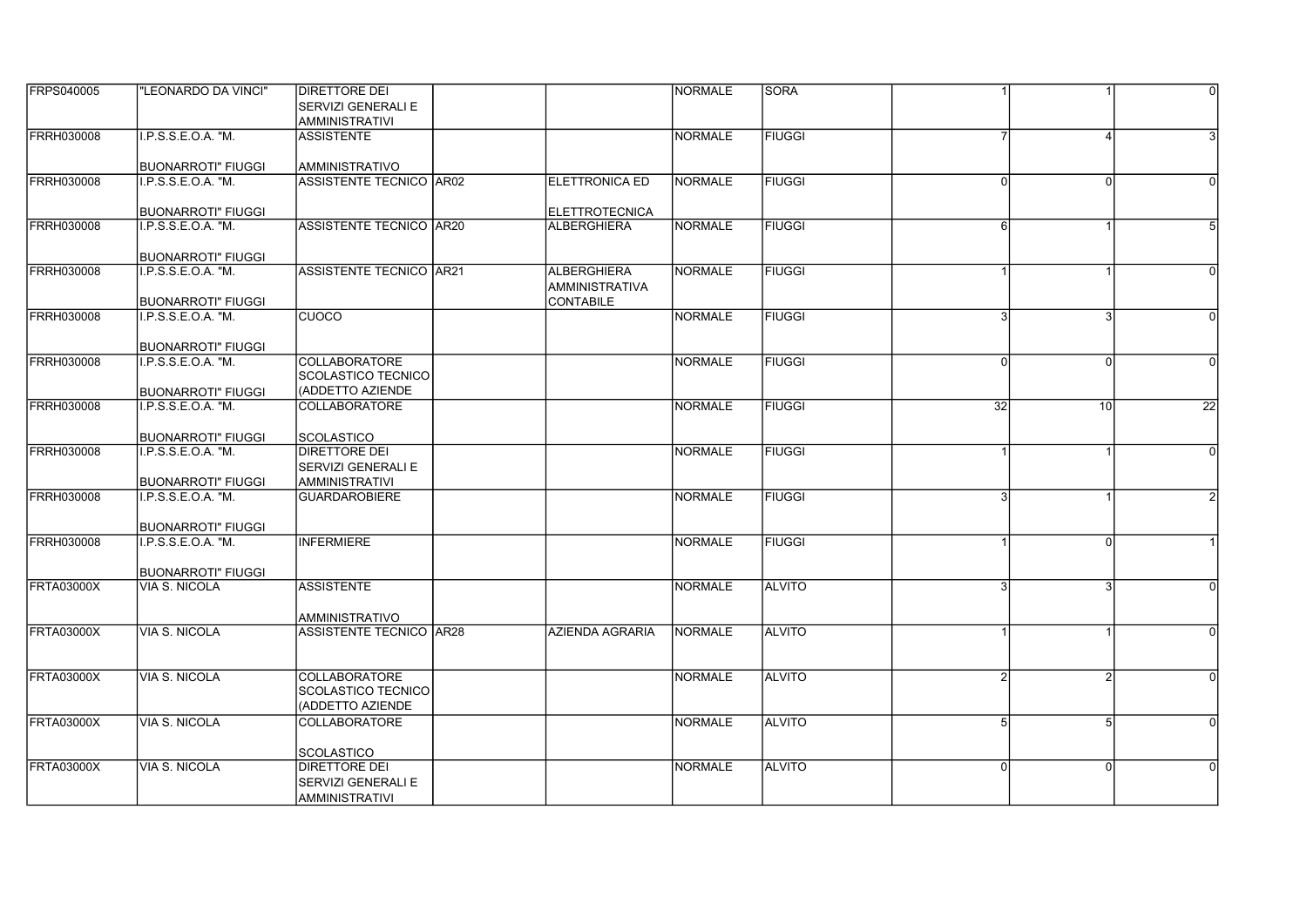| | | | | | | | | | |
|---|---|---|---|---|---|---|---|---|---|
| FRPS040005 | "LEONARDO DA VINCI" | DIRETTORE DEI SERVIZI GENERALI E AMMINISTRATIVI | | | NORMALE | SORA | 1 | 1 | 0 |
| FRRH030008 | I.P.S.S.E.O.A. "M. BUONARROTI" FIUGGI | ASSISTENTE AMMINISTRATIVO | | | NORMALE | FIUGGI | 7 | 4 | 3 |
| FRRH030008 | I.P.S.S.E.O.A. "M. BUONARROTI" FIUGGI | ASSISTENTE TECNICO | AR02 | ELETTRONICA ED ELETTROTECNICA | NORMALE | FIUGGI | 0 | 0 | 0 |
| FRRH030008 | I.P.S.S.E.O.A. "M. BUONARROTI" FIUGGI | ASSISTENTE TECNICO | AR20 | ALBERGHIERA | NORMALE | FIUGGI | 6 | 1 | 5 |
| FRRH030008 | I.P.S.S.E.O.A. "M. BUONARROTI" FIUGGI | ASSISTENTE TECNICO | AR21 | ALBERGHIERA AMMINISTRATIVA CONTABILE | NORMALE | FIUGGI | 1 | 1 | 0 |
| FRRH030008 | I.P.S.S.E.O.A. "M. BUONARROTI" FIUGGI | CUOCO | | | NORMALE | FIUGGI | 3 | 3 | 0 |
| FRRH030008 | I.P.S.S.E.O.A. "M. BUONARROTI" FIUGGI | COLLABORATORE SCOLASTICO TECNICO (ADDETTO AZIENDE | | | NORMALE | FIUGGI | 0 | 0 | 0 |
| FRRH030008 | I.P.S.S.E.O.A. "M. BUONARROTI" FIUGGI | COLLABORATORE SCOLASTICO | | | NORMALE | FIUGGI | 32 | 10 | 22 |
| FRRH030008 | I.P.S.S.E.O.A. "M. BUONARROTI" FIUGGI | DIRETTORE DEI SERVIZI GENERALI E AMMINISTRATIVI | | | NORMALE | FIUGGI | 1 | 1 | 0 |
| FRRH030008 | I.P.S.S.E.O.A. "M. BUONARROTI" FIUGGI | GUARDAROBIERE | | | NORMALE | FIUGGI | 3 | 1 | 2 |
| FRRH030008 | I.P.S.S.E.O.A. "M. BUONARROTI" FIUGGI | INFERMIERE | | | NORMALE | FIUGGI | 1 | 0 | 1 |
| FRTA03000X | VIA S. NICOLA | ASSISTENTE AMMINISTRATIVO | | | NORMALE | ALVITO | 3 | 3 | 0 |
| FRTA03000X | VIA S. NICOLA | ASSISTENTE TECNICO | AR28 | AZIENDA AGRARIA | NORMALE | ALVITO | 1 | 1 | 0 |
| FRTA03000X | VIA S. NICOLA | COLLABORATORE SCOLASTICO TECNICO (ADDETTO AZIENDE | | | NORMALE | ALVITO | 2 | 2 | 0 |
| FRTA03000X | VIA S. NICOLA | COLLABORATORE SCOLASTICO | | | NORMALE | ALVITO | 5 | 5 | 0 |
| FRTA03000X | VIA S. NICOLA | DIRETTORE DEI SERVIZI GENERALI E AMMINISTRATIVI | | | NORMALE | ALVITO | 0 | 0 | 0 |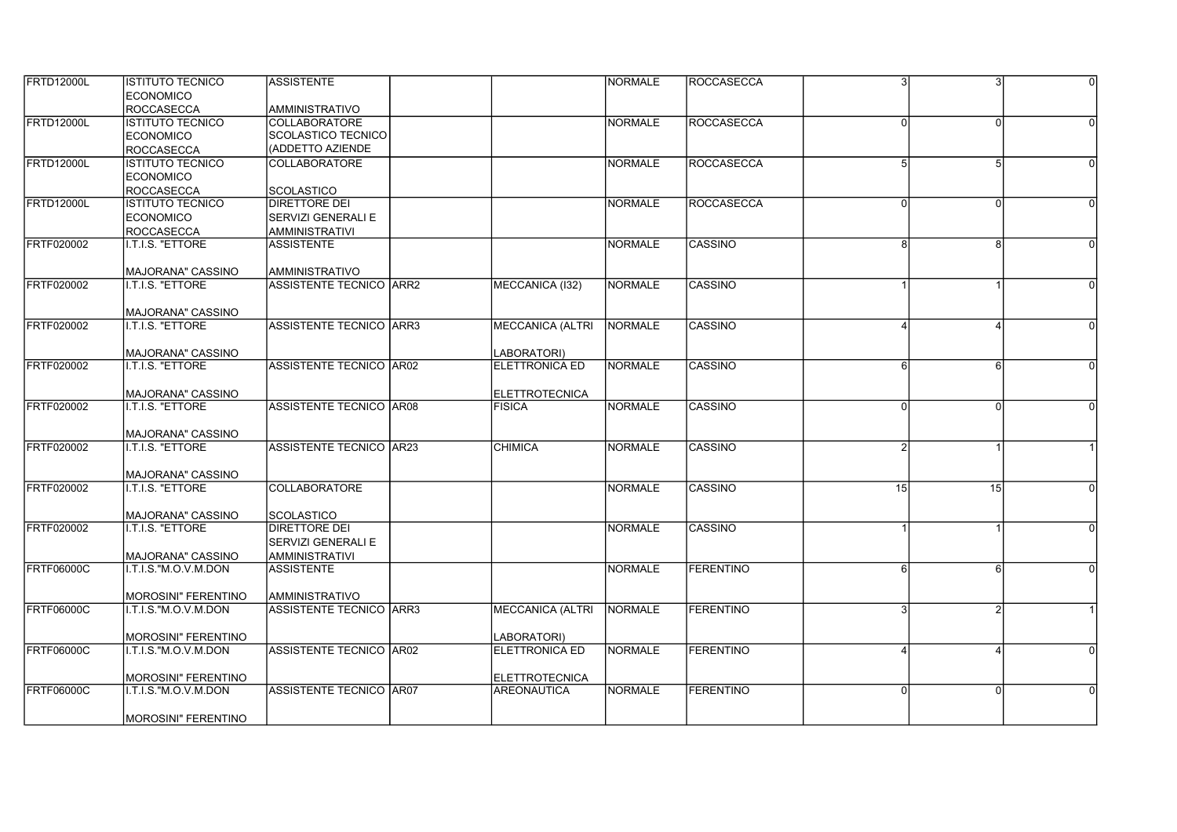| | | | | | | | | | |
|---|---|---|---|---|---|---|---|---|---|
| FRTD12000L | ISTITUTO TECNICO ECONOMICO ROCCASECCA | ASSISTENTE AMMINISTRATIVO | | | NORMALE | ROCCASECCA | 3 | 3 | 0 |
| FRTD12000L | ISTITUTO TECNICO ECONOMICO ROCCASECCA | COLLABORATORE SCOLASTICO TECNICO (ADDETTO AZIENDE | | | NORMALE | ROCCASECCA | 0 | 0 | 0 |
| FRTD12000L | ISTITUTO TECNICO ECONOMICO ROCCASECCA | COLLABORATORE SCOLASTICO | | | NORMALE | ROCCASECCA | 5 | 5 | 0 |
| FRTD12000L | ISTITUTO TECNICO ECONOMICO ROCCASECCA | DIRETTORE DEI SERVIZI GENERALI E AMMINISTRATIVI | | | NORMALE | ROCCASECCA | 0 | 0 | 0 |
| FRTF020002 | I.T.I.S. "ETTORE MAJORANA" CASSINO | ASSISTENTE AMMINISTRATIVO | | | NORMALE | CASSINO | 8 | 8 | 0 |
| FRTF020002 | I.T.I.S. "ETTORE MAJORANA" CASSINO | ASSISTENTE TECNICO | ARR2 | MECCANICA (I32) | NORMALE | CASSINO | 1 | 1 | 0 |
| FRTF020002 | I.T.I.S. "ETTORE MAJORANA" CASSINO | ASSISTENTE TECNICO | ARR3 | MECCANICA (ALTRI LABORATORI) | NORMALE | CASSINO | 4 | 4 | 0 |
| FRTF020002 | I.T.I.S. "ETTORE MAJORANA" CASSINO | ASSISTENTE TECNICO | AR02 | ELETTRONICA ED ELETTROTECNICA | NORMALE | CASSINO | 6 | 6 | 0 |
| FRTF020002 | I.T.I.S. "ETTORE MAJORANA" CASSINO | ASSISTENTE TECNICO | AR08 | FISICA | NORMALE | CASSINO | 0 | 0 | 0 |
| FRTF020002 | I.T.I.S. "ETTORE MAJORANA" CASSINO | ASSISTENTE TECNICO | AR23 | CHIMICA | NORMALE | CASSINO | 2 | 1 | 1 |
| FRTF020002 | I.T.I.S. "ETTORE MAJORANA" CASSINO | COLLABORATORE SCOLASTICO | | | NORMALE | CASSINO | 15 | 15 | 0 |
| FRTF020002 | I.T.I.S. "ETTORE MAJORANA" CASSINO | DIRETTORE DEI SERVIZI GENERALI E AMMINISTRATIVI | | | NORMALE | CASSINO | 1 | 1 | 0 |
| FRTF06000C | I.T.I.S."M.O.V.M.DON MOROSINI" FERENTINO | ASSISTENTE AMMINISTRATIVO | | | NORMALE | FERENTINO | 6 | 6 | 0 |
| FRTF06000C | I.T.I.S."M.O.V.M.DON MOROSINI" FERENTINO | ASSISTENTE TECNICO | ARR3 | MECCANICA (ALTRI LABORATORI) | NORMALE | FERENTINO | 3 | 2 | 1 |
| FRTF06000C | I.T.I.S."M.O.V.M.DON MOROSINI" FERENTINO | ASSISTENTE TECNICO | AR02 | ELETTRONICA ED ELETTROTECNICA | NORMALE | FERENTINO | 4 | 4 | 0 |
| FRTF06000C | I.T.I.S."M.O.V.M.DON MOROSINI" FERENTINO | ASSISTENTE TECNICO | AR07 | AREONAUTICA | NORMALE | FERENTINO | 0 | 0 | 0 |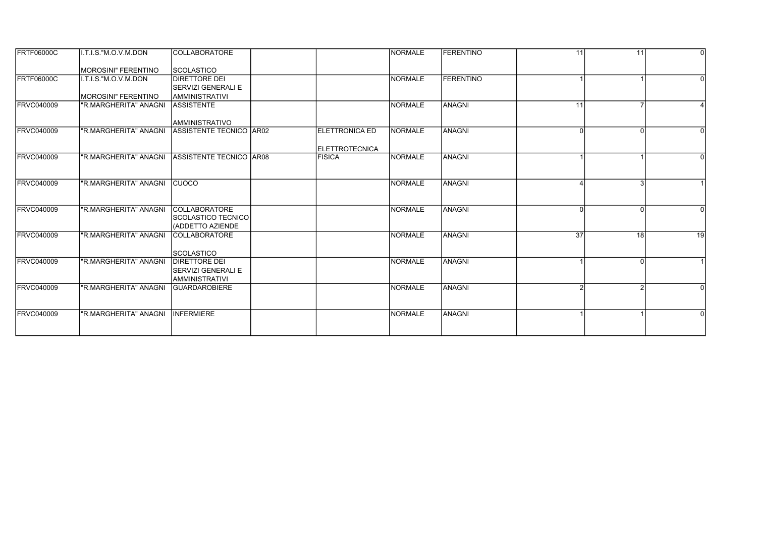| | | | | | | | | | |
|---|---|---|---|---|---|---|---|---|---|
| FRTF06000C | I.T.I.S."M.O.V.M.DON MOROSINI" FERENTINO | COLLABORATORE SCOLASTICO | | | NORMALE | FERENTINO | 11 | 11 | 0 |
| FRTF06000C | I.T.I.S."M.O.V.M.DON MOROSINI" FERENTINO | DIRETTORE DEI SERVIZI GENERALI E AMMINISTRATIVI | | | NORMALE | FERENTINO | 1 | 1 | 0 |
| FRVC040009 | "R.MARGHERITA" ANAGNI | ASSISTENTE AMMINISTRATIVO | | | NORMALE | ANAGNI | 11 | 7 | 4 |
| FRVC040009 | "R.MARGHERITA" ANAGNI | ASSISTENTE TECNICO | AR02 | ELETTRONICA ED ELETTROTECNICA | NORMALE | ANAGNI | 0 | 0 | 0 |
| FRVC040009 | "R.MARGHERITA" ANAGNI | ASSISTENTE TECNICO | AR08 | FISICA | NORMALE | ANAGNI | 1 | 1 | 0 |
| FRVC040009 | "R.MARGHERITA" ANAGNI | CUOCO | | | NORMALE | ANAGNI | 4 | 3 | 1 |
| FRVC040009 | "R.MARGHERITA" ANAGNI | COLLABORATORE SCOLASTICO TECNICO (ADDETTO AZIENDE | | | NORMALE | ANAGNI | 0 | 0 | 0 |
| FRVC040009 | "R.MARGHERITA" ANAGNI | COLLABORATORE SCOLASTICO | | | NORMALE | ANAGNI | 37 | 18 | 19 |
| FRVC040009 | "R.MARGHERITA" ANAGNI | DIRETTORE DEI SERVIZI GENERALI E AMMINISTRATIVI | | | NORMALE | ANAGNI | 1 | 0 | 1 |
| FRVC040009 | "R.MARGHERITA" ANAGNI | GUARDAROBIERE | | | NORMALE | ANAGNI | 2 | 2 | 0 |
| FRVC040009 | "R.MARGHERITA" ANAGNI | INFERMIERE | | | NORMALE | ANAGNI | 1 | 1 | 0 |